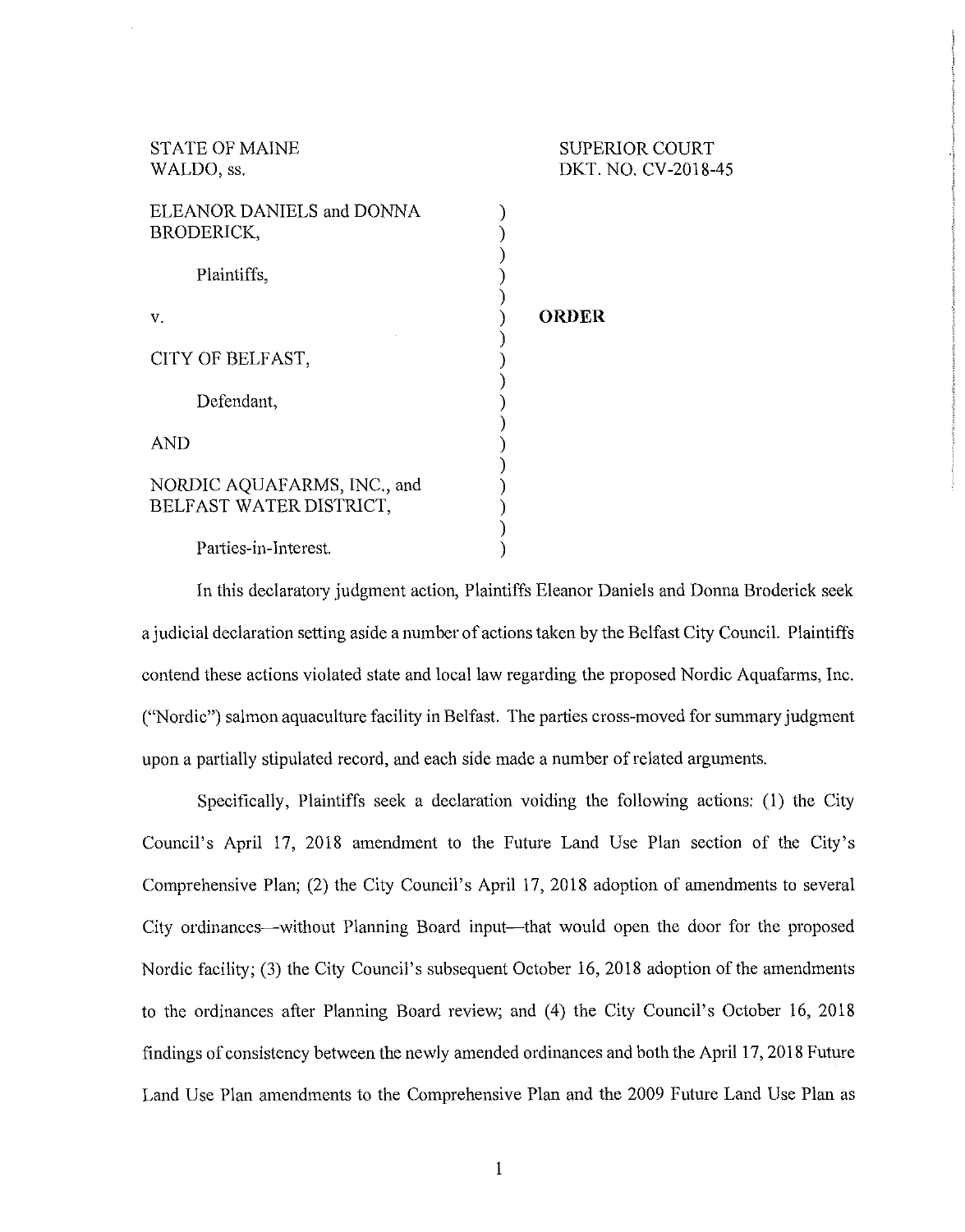STATE OF MAINE  
WALDO, ss.

SUPERIOR COURT  
DKT. NO. CV-2018-45

ELEANOR DANIELS and DONNA BRODERICK,

Plaintiffs,

v.

CITY OF BELFAST,

Defendant,

AND

NORDIC AQUAFARMS, INC., and BELFAST WATER DISTRICT,

Parties-in-Interest.

**ORDER**

In this declaratory judgment action, Plaintiffs Eleanor Daniels and Donna Broderick seek a judicial declaration setting aside a number of actions taken by the Belfast City Council. Plaintiffs contend these actions violated state and local law regarding the proposed Nordic Aquafarms, Inc. ("Nordic") salmon aquaculture facility in Belfast. The parties cross-moved for summary judgment upon a partially stipulated record, and each side made a number of related arguments.

Specifically, Plaintiffs seek a declaration voiding the following actions: (1) the City Council's April 17, 2018 amendment to the Future Land Use Plan section of the City's Comprehensive Plan; (2) the City Council's April 17, 2018 adoption of amendments to several City ordinances—without Planning Board input—that would open the door for the proposed Nordic facility; (3) the City Council's subsequent October 16, 2018 adoption of the amendments to the ordinances after Planning Board review; and (4) the City Council's October 16, 2018 findings of consistency between the newly amended ordinances and both the April 17, 2018 Future Land Use Plan amendments to the Comprehensive Plan and the 2009 Future Land Use Plan as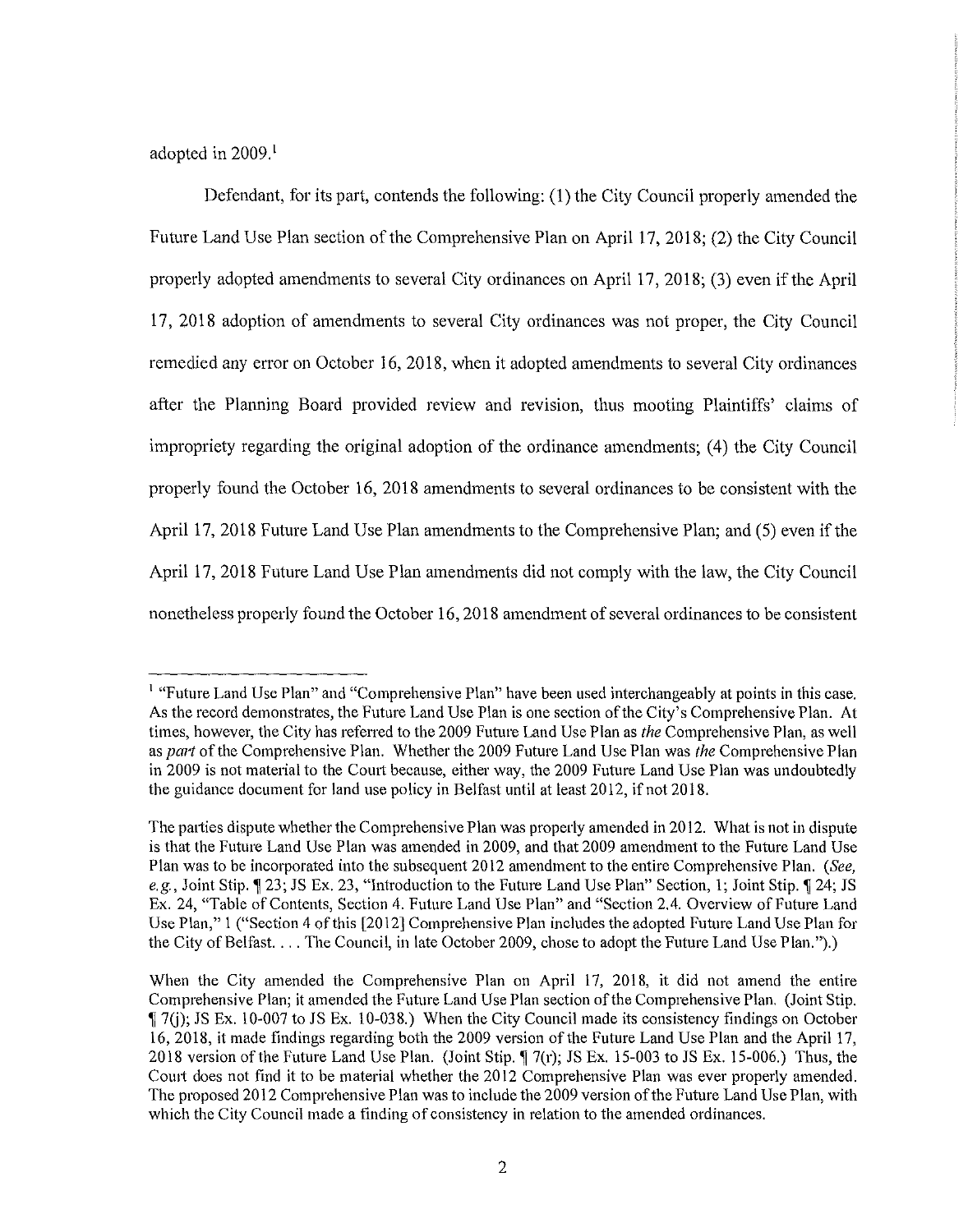adopted in 2009.[1]

Defendant, for its part, contends the following: (1) the City Council properly amended the Future Land Use Plan section of the Comprehensive Plan on April 17, 2018; (2) the City Council properly adopted amendments to several City ordinances on April 17, 2018; (3) even if the April 17, 2018 adoption of amendments to several City ordinances was not proper, the City Council remedied any error on October 16, 2018, when it adopted amendments to several City ordinances after the Planning Board provided review and revision, thus mooting Plaintiffs' claims of impropriety regarding the original adoption of the ordinance amendments; (4) the City Council properly found the October 16, 2018 amendments to several ordinances to be consistent with the April 17, 2018 Future Land Use Plan amendments to the Comprehensive Plan; and (5) even if the April 17, 2018 Future Land Use Plan amendments did not comply with the law, the City Council nonetheless properly found the October 16, 2018 amendment of several ordinances to be consistent

---

[1] "Future Land Use Plan" and "Comprehensive Plan" have been used interchangeably at points in this case. As the record demonstrates, the Future Land Use Plan is one section of the City's Comprehensive Plan. At times, however, the City has referred to the 2009 Future Land Use Plan as *the* Comprehensive Plan, as well as *part* of the Comprehensive Plan. Whether the 2009 Future Land Use Plan was *the* Comprehensive Plan in 2009 is not material to the Court because, either way, the 2009 Future Land Use Plan was undoubtedly the guidance document for land use policy in Belfast until at least 2012, if not 2018.

The parties dispute whether the Comprehensive Plan was properly amended in 2012. What is not in dispute is that the Future Land Use Plan was amended in 2009, and that 2009 amendment to the Future Land Use Plan was to be incorporated into the subsequent 2012 amendment to the entire Comprehensive Plan. (*See, e.g.*, Joint Stip. ¶ 23; JS Ex. 23, "Introduction to the Future Land Use Plan" Section, 1; Joint Stip. ¶ 24; JS Ex. 24, "Table of Contents, Section 4. Future Land Use Plan" and "Section 2.4. Overview of Future Land Use Plan," 1 ("Section 4 of this [2012] Comprehensive Plan includes the adopted Future Land Use Plan for the City of Belfast. . . . The Council, in late October 2009, chose to adopt the Future Land Use Plan.").)

When the City amended the Comprehensive Plan on April 17, 2018, it did not amend the entire Comprehensive Plan; it amended the Future Land Use Plan section of the Comprehensive Plan. (Joint Stip. ¶ 7(j); JS Ex. 10-007 to JS Ex. 10-038.) When the City Council made its consistency findings on October 16, 2018, it made findings regarding both the 2009 version of the Future Land Use Plan and the April 17, 2018 version of the Future Land Use Plan. (Joint Stip. ¶ 7(r); JS Ex. 15-003 to JS Ex. 15-006.) Thus, the Court does not find it to be material whether the 2012 Comprehensive Plan was ever properly amended. The proposed 2012 Comprehensive Plan was to include the 2009 version of the Future Land Use Plan, with which the City Council made a finding of consistency in relation to the amended ordinances.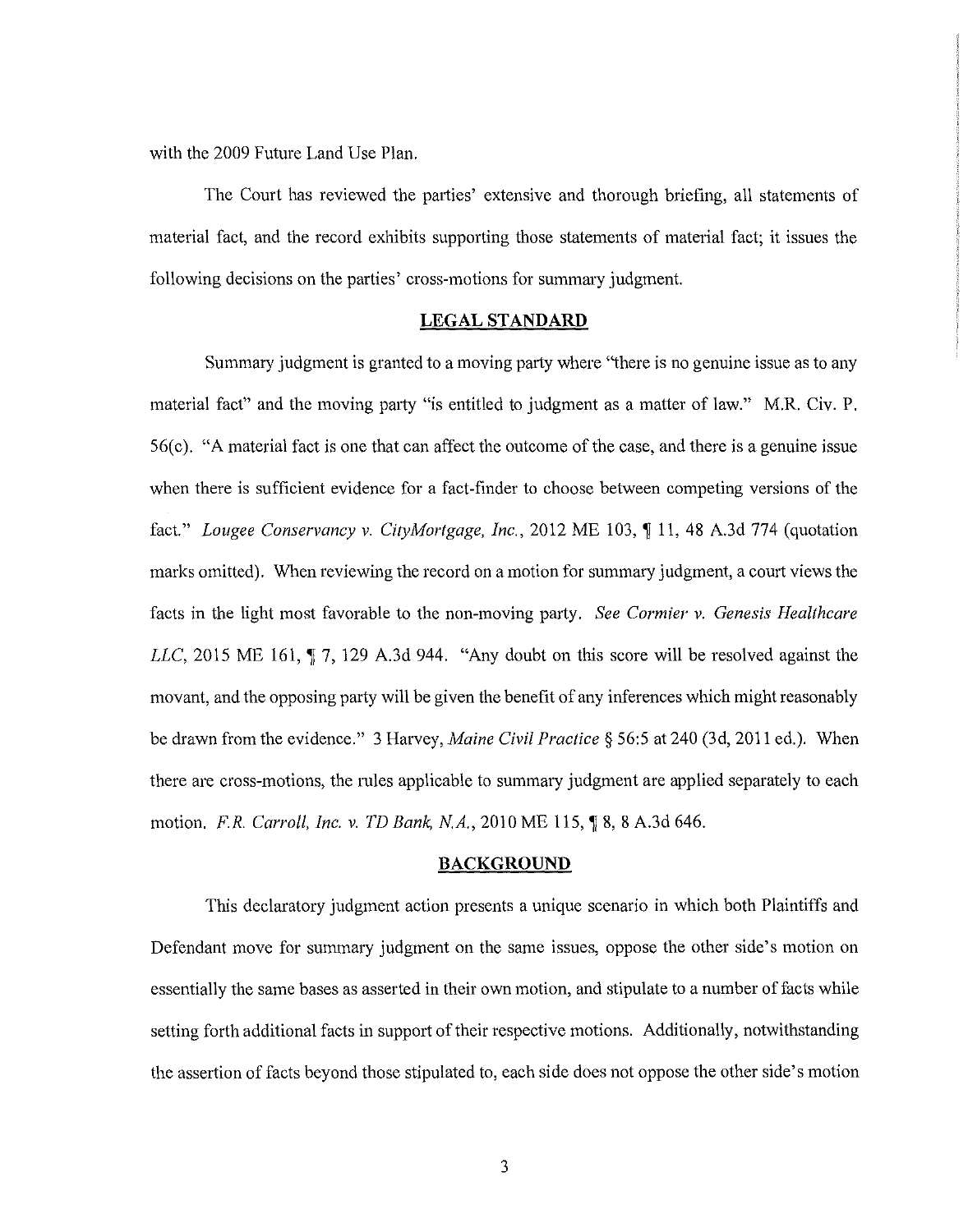with the 2009 Future Land Use Plan.

The Court has reviewed the parties' extensive and thorough briefing, all statements of material fact, and the record exhibits supporting those statements of material fact; it issues the following decisions on the parties' cross-motions for summary judgment.

## LEGAL STANDARD

Summary judgment is granted to a moving party where "there is no genuine issue as to any material fact" and the moving party "is entitled to judgment as a matter of law." M.R. Civ. P. 56(c). "A material fact is one that can affect the outcome of the case, and there is a genuine issue when there is sufficient evidence for a fact-finder to choose between competing versions of the fact." *Lougee Conservancy v. CityMortgage, Inc.*, 2012 ME 103, ¶ 11, 48 A.3d 774 (quotation marks omitted). When reviewing the record on a motion for summary judgment, a court views the facts in the light most favorable to the non-moving party. *See Cormier v. Genesis Healthcare LLC*, 2015 ME 161, ¶ 7, 129 A.3d 944. "Any doubt on this score will be resolved against the movant, and the opposing party will be given the benefit of any inferences which might reasonably be drawn from the evidence." 3 Harvey, *Maine Civil Practice* § 56:5 at 240 (3d, 2011 ed.). When there are cross-motions, the rules applicable to summary judgment are applied separately to each motion. *F.R. Carroll, Inc. v. TD Bank, N.A.*, 2010 ME 115, ¶ 8, 8 A.3d 646.

## BACKGROUND

This declaratory judgment action presents a unique scenario in which both Plaintiffs and Defendant move for summary judgment on the same issues, oppose the other side's motion on essentially the same bases as asserted in their own motion, and stipulate to a number of facts while setting forth additional facts in support of their respective motions. Additionally, notwithstanding the assertion of facts beyond those stipulated to, each side does not oppose the other side's motion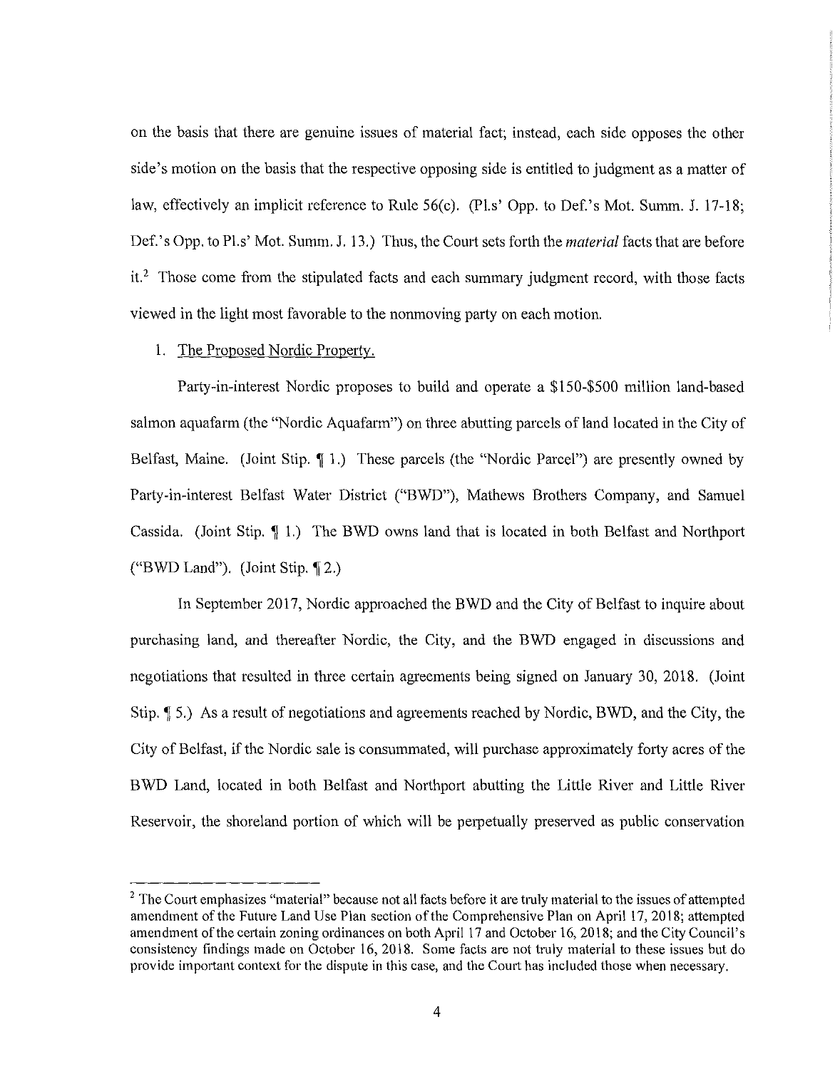on the basis that there are genuine issues of material fact; instead, each side opposes the other side's motion on the basis that the respective opposing side is entitled to judgment as a matter of law, effectively an implicit reference to Rule 56(c). (Pl.s' Opp. to Def.'s Mot. Summ. J. 17-18; Def.'s Opp. to Pl.s' Mot. Summ. J. 13.) Thus, the Court sets forth the *material* facts that are before it.[2] Those come from the stipulated facts and each summary judgment record, with those facts viewed in the light most favorable to the nonmoving party on each motion.

1. The Proposed Nordic Property.

Party-in-interest Nordic proposes to build and operate a $150-$500 million land-based salmon aquafarm (the "Nordic Aquafarm") on three abutting parcels of land located in the City of Belfast, Maine. (Joint Stip. ¶ 1.) These parcels (the "Nordic Parcel") are presently owned by Party-in-interest Belfast Water District ("BWD"), Mathews Brothers Company, and Samuel Cassida. (Joint Stip. ¶ 1.) The BWD owns land that is located in both Belfast and Northport ("BWD Land"). (Joint Stip. ¶ 2.)

In September 2017, Nordic approached the BWD and the City of Belfast to inquire about purchasing land, and thereafter Nordic, the City, and the BWD engaged in discussions and negotiations that resulted in three certain agreements being signed on January 30, 2018. (Joint Stip. ¶ 5.) As a result of negotiations and agreements reached by Nordic, BWD, and the City, the City of Belfast, if the Nordic sale is consummated, will purchase approximately forty acres of the BWD Land, located in both Belfast and Northport abutting the Little River and Little River Reservoir, the shoreland portion of which will be perpetually preserved as public conservation

[2] The Court emphasizes "material" because not all facts before it are truly material to the issues of attempted amendment of the Future Land Use Plan section of the Comprehensive Plan on April 17, 2018; attempted amendment of the certain zoning ordinances on both April 17 and October 16, 2018; and the City Council's consistency findings made on October 16, 2018. Some facts are not truly material to these issues but do provide important context for the dispute in this case, and the Court has included those when necessary.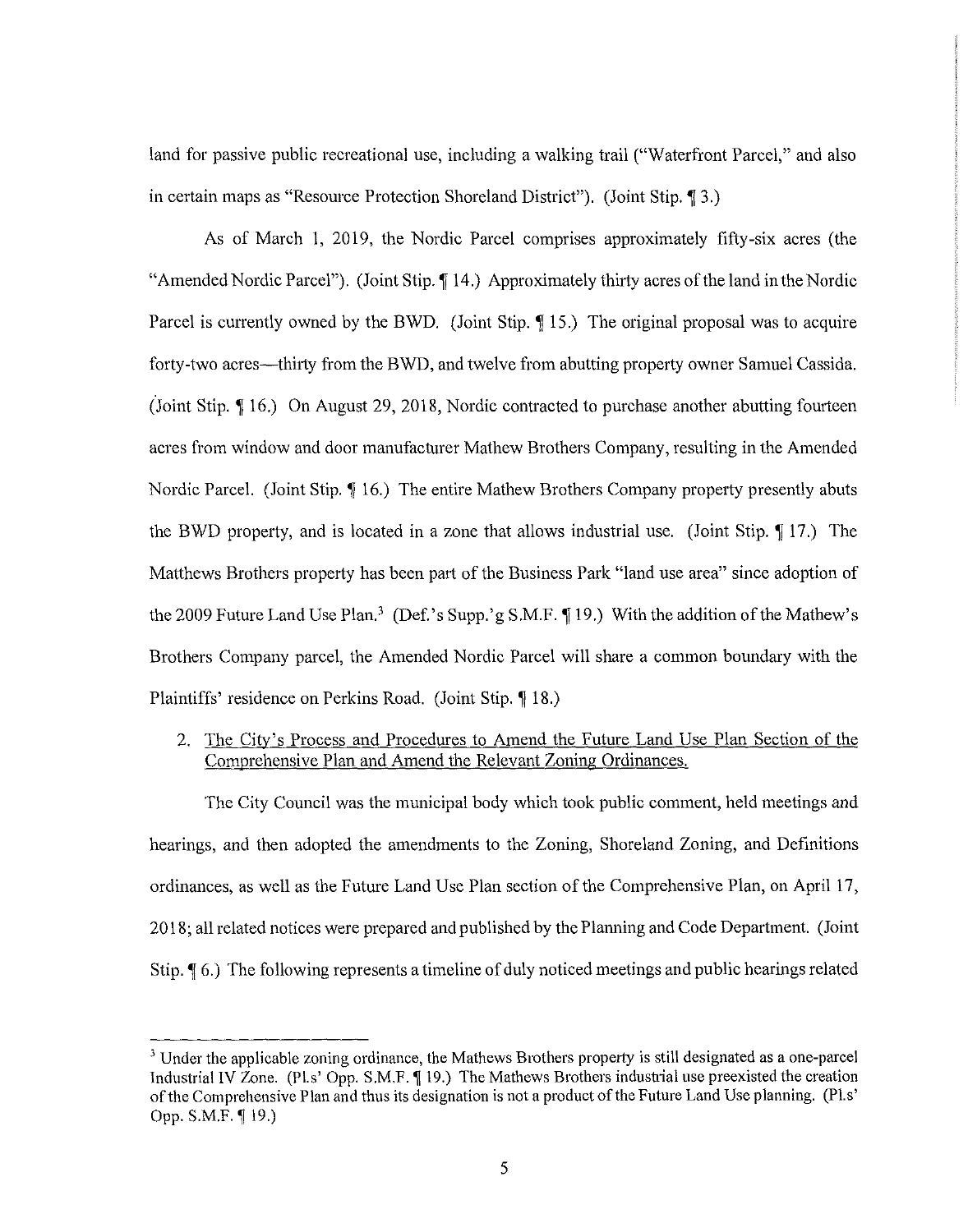land for passive public recreational use, including a walking trail ("Waterfront Parcel," and also in certain maps as "Resource Protection Shoreland District"). (Joint Stip. ¶ 3.)

As of March 1, 2019, the Nordic Parcel comprises approximately fifty-six acres (the "Amended Nordic Parcel"). (Joint Stip. ¶ 14.) Approximately thirty acres of the land in the Nordic Parcel is currently owned by the BWD. (Joint Stip. ¶ 15.) The original proposal was to acquire forty-two acres—thirty from the BWD, and twelve from abutting property owner Samuel Cassida. (Joint Stip. ¶ 16.) On August 29, 2018, Nordic contracted to purchase another abutting fourteen acres from window and door manufacturer Mathew Brothers Company, resulting in the Amended Nordic Parcel. (Joint Stip. ¶ 16.) The entire Mathew Brothers Company property presently abuts the BWD property, and is located in a zone that allows industrial use. (Joint Stip. ¶ 17.) The Matthews Brothers property has been part of the Business Park "land use area" since adoption of the 2009 Future Land Use Plan.[3] (Def.'s Supp.'g S.M.F. ¶ 19.) With the addition of the Mathew's Brothers Company parcel, the Amended Nordic Parcel will share a common boundary with the Plaintiffs' residence on Perkins Road. (Joint Stip. ¶ 18.)

2. <u>The City's Process and Procedures to Amend the Future Land Use Plan Section of the Comprehensive Plan and Amend the Relevant Zoning Ordinances.</u>

The City Council was the municipal body which took public comment, held meetings and hearings, and then adopted the amendments to the Zoning, Shoreland Zoning, and Definitions ordinances, as well as the Future Land Use Plan section of the Comprehensive Plan, on April 17, 2018; all related notices were prepared and published by the Planning and Code Department. (Joint Stip. ¶ 6.) The following represents a timeline of duly noticed meetings and public hearings related

---

[3] Under the applicable zoning ordinance, the Mathews Brothers property is still designated as a one-parcel Industrial IV Zone. (Pl.s' Opp. S.M.F. ¶ 19.) The Mathews Brothers industrial use preexisted the creation of the Comprehensive Plan and thus its designation is not a product of the Future Land Use planning. (Pl.s' Opp. S.M.F. ¶ 19.)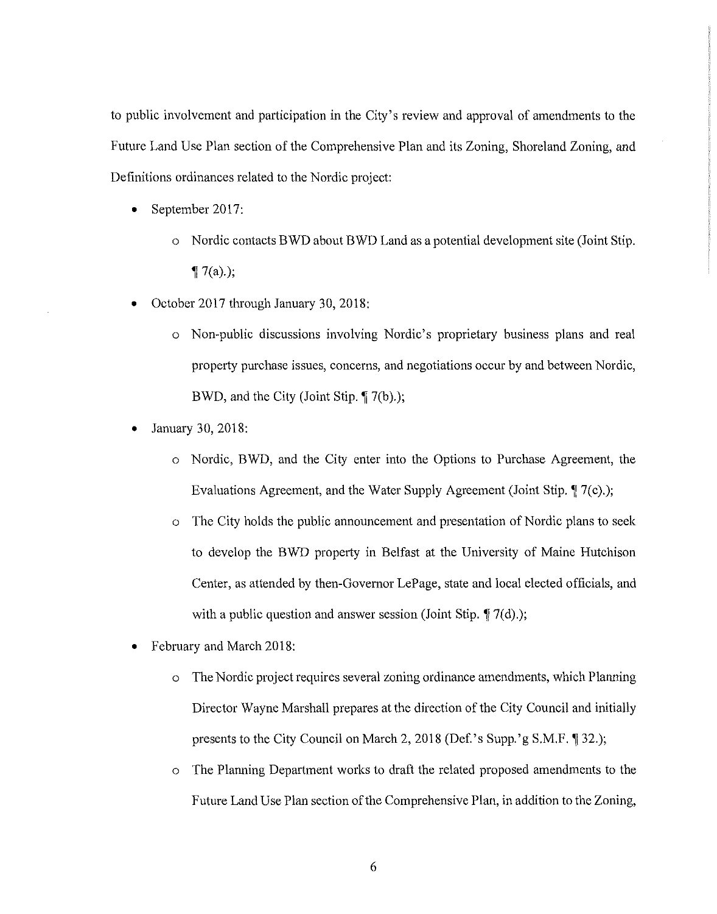to public involvement and participation in the City's review and approval of amendments to the Future Land Use Plan section of the Comprehensive Plan and its Zoning, Shoreland Zoning, and Definitions ordinances related to the Nordic project:

- September 2017:
  - Nordic contacts BWD about BWD Land as a potential development site (Joint Stip. ¶ 7(a).);
- October 2017 through January 30, 2018:
  - Non-public discussions involving Nordic's proprietary business plans and real property purchase issues, concerns, and negotiations occur by and between Nordic, BWD, and the City (Joint Stip. ¶ 7(b).);
- January 30, 2018:
  - Nordic, BWD, and the City enter into the Options to Purchase Agreement, the Evaluations Agreement, and the Water Supply Agreement (Joint Stip. ¶ 7(c).);
  - The City holds the public announcement and presentation of Nordic plans to seek to develop the BWD property in Belfast at the University of Maine Hutchison Center, as attended by then-Governor LePage, state and local elected officials, and with a public question and answer session (Joint Stip. ¶ 7(d).);
- February and March 2018:
  - The Nordic project requires several zoning ordinance amendments, which Planning Director Wayne Marshall prepares at the direction of the City Council and initially presents to the City Council on March 2, 2018 (Def.'s Supp.'g S.M.F. ¶ 32.);
  - The Planning Department works to draft the related proposed amendments to the Future Land Use Plan section of the Comprehensive Plan, in addition to the Zoning,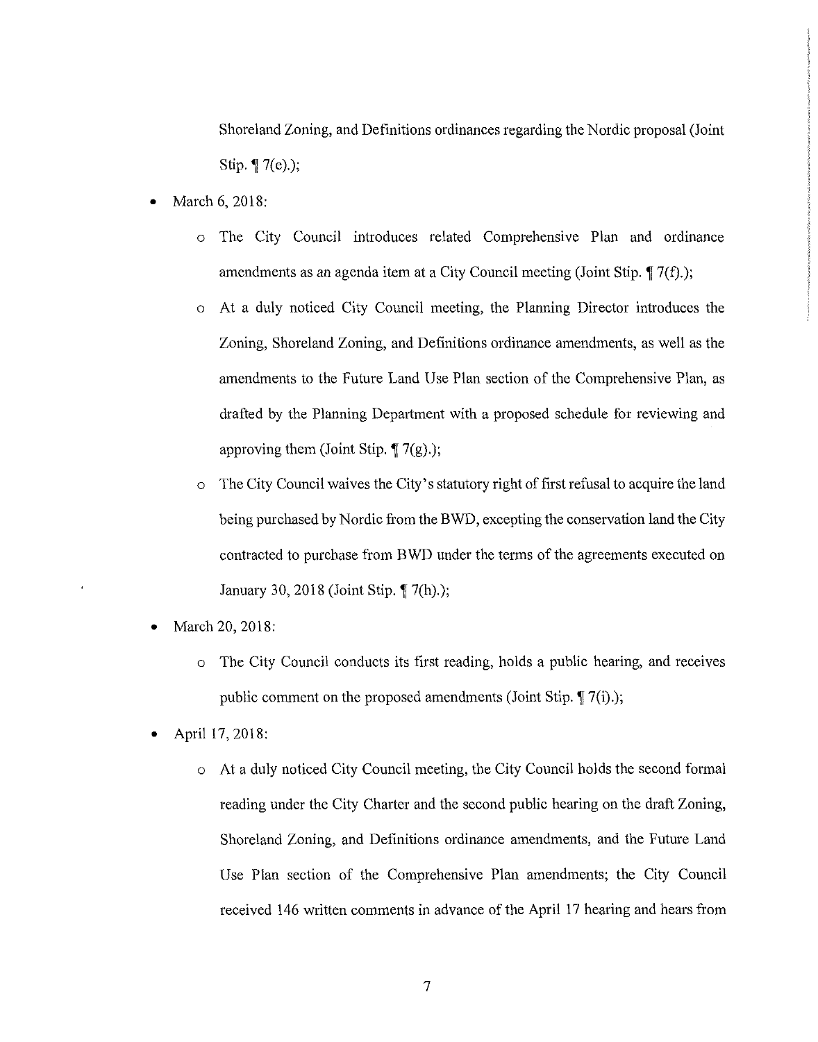Shoreland Zoning, and Definitions ordinances regarding the Nordic proposal (Joint Stip. ¶ 7(e).);

- March 6, 2018:
  - The City Council introduces related Comprehensive Plan and ordinance amendments as an agenda item at a City Council meeting (Joint Stip. ¶ 7(f).);
  - At a duly noticed City Council meeting, the Planning Director introduces the Zoning, Shoreland Zoning, and Definitions ordinance amendments, as well as the amendments to the Future Land Use Plan section of the Comprehensive Plan, as drafted by the Planning Department with a proposed schedule for reviewing and approving them (Joint Stip. ¶ 7(g).);
  - The City Council waives the City's statutory right of first refusal to acquire the land being purchased by Nordic from the BWD, excepting the conservation land the City contracted to purchase from BWD under the terms of the agreements executed on January 30, 2018 (Joint Stip. ¶ 7(h).);
- March 20, 2018:
  - The City Council conducts its first reading, holds a public hearing, and receives public comment on the proposed amendments (Joint Stip. ¶ 7(i).);
- April 17, 2018:
  - At a duly noticed City Council meeting, the City Council holds the second formal reading under the City Charter and the second public hearing on the draft Zoning, Shoreland Zoning, and Definitions ordinance amendments, and the Future Land Use Plan section of the Comprehensive Plan amendments; the City Council received 146 written comments in advance of the April 17 hearing and hears from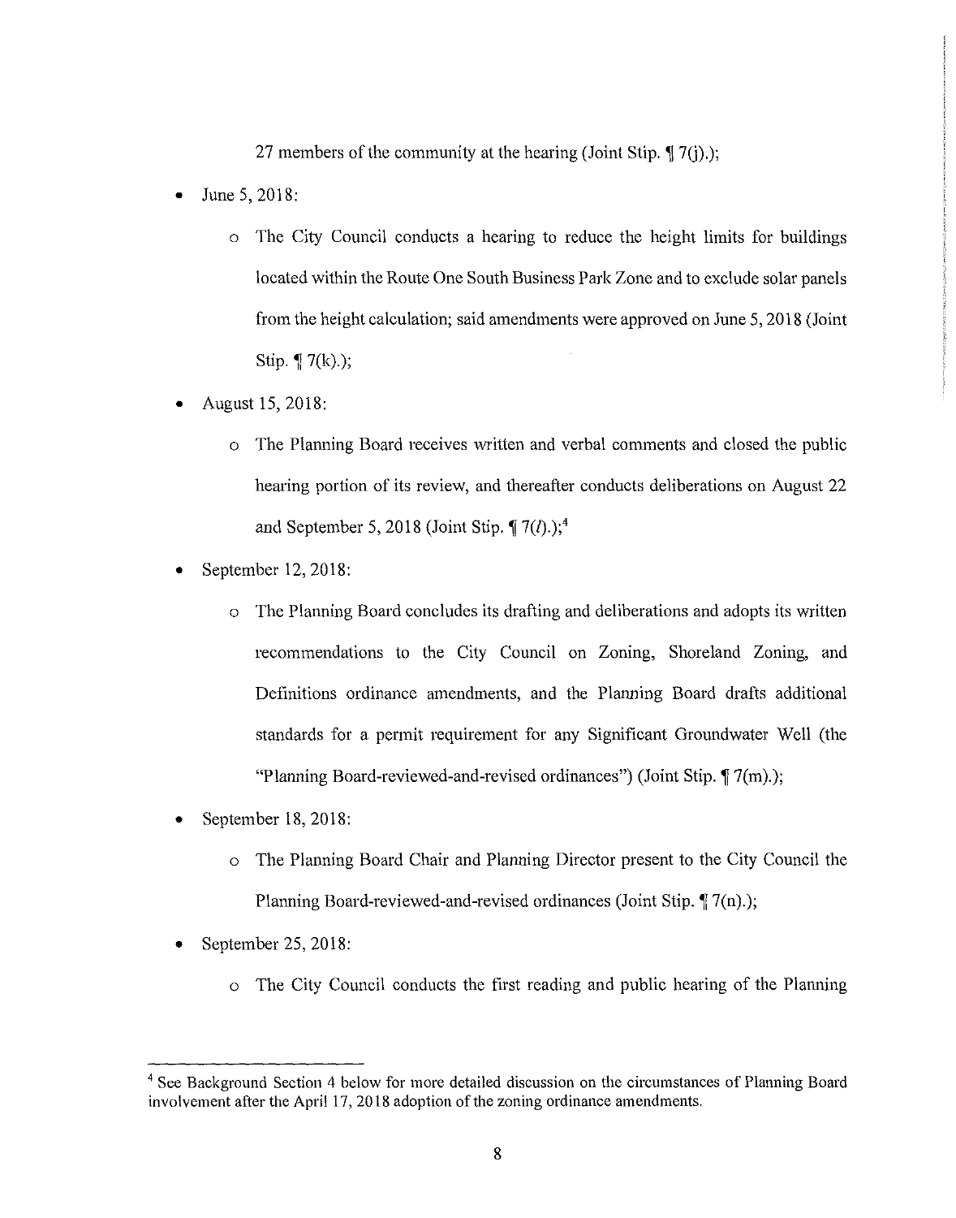27 members of the community at the hearing (Joint Stip. ¶ 7(j).);

- June 5, 2018:
  - The City Council conducts a hearing to reduce the height limits for buildings located within the Route One South Business Park Zone and to exclude solar panels from the height calculation; said amendments were approved on June 5, 2018 (Joint Stip. ¶ 7(k).);
- August 15, 2018:
  - The Planning Board receives written and verbal comments and closed the public hearing portion of its review, and thereafter conducts deliberations on August 22 and September 5, 2018 (Joint Stip. ¶ 7(*l*).);[4]
- September 12, 2018:
  - The Planning Board concludes its drafting and deliberations and adopts its written recommendations to the City Council on Zoning, Shoreland Zoning, and Definitions ordinance amendments, and the Planning Board drafts additional standards for a permit requirement for any Significant Groundwater Well (the "Planning Board-reviewed-and-revised ordinances") (Joint Stip. ¶ 7(m).);
- September 18, 2018:
  - The Planning Board Chair and Planning Director present to the City Council the Planning Board-reviewed-and-revised ordinances (Joint Stip. ¶ 7(n).);
- September 25, 2018:
  - The City Council conducts the first reading and public hearing of the Planning

[4] See Background Section 4 below for more detailed discussion on the circumstances of Planning Board involvement after the April 17, 2018 adoption of the zoning ordinance amendments.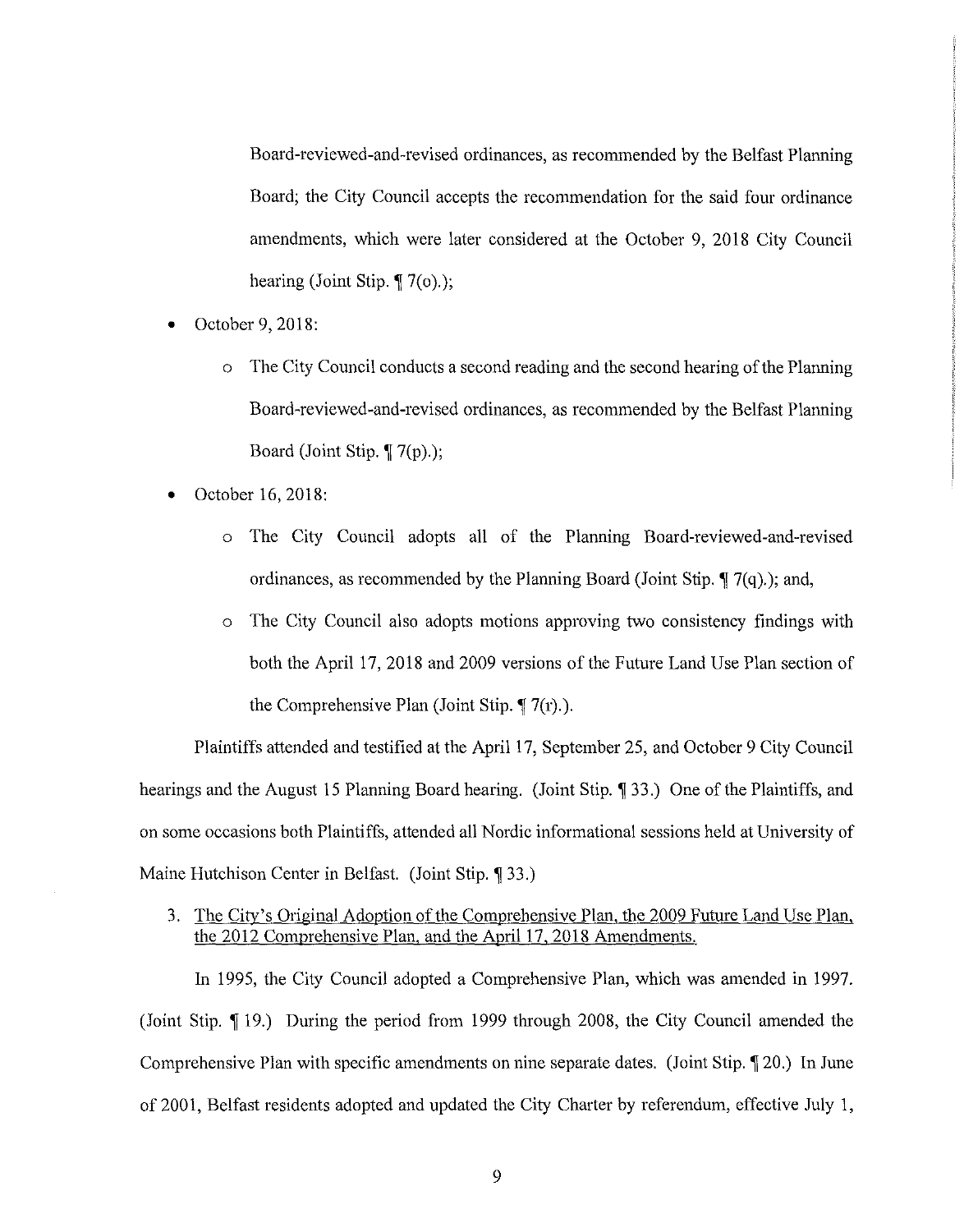Board-reviewed-and-revised ordinances, as recommended by the Belfast Planning Board; the City Council accepts the recommendation for the said four ordinance amendments, which were later considered at the October 9, 2018 City Council hearing (Joint Stip. ¶ 7(o).);

- October 9, 2018:
  - The City Council conducts a second reading and the second hearing of the Planning Board-reviewed-and-revised ordinances, as recommended by the Belfast Planning Board (Joint Stip. ¶ 7(p).);
- October 16, 2018:
  - The City Council adopts all of the Planning Board-reviewed-and-revised ordinances, as recommended by the Planning Board (Joint Stip. ¶ 7(q).); and,
  - The City Council also adopts motions approving two consistency findings with both the April 17, 2018 and 2009 versions of the Future Land Use Plan section of the Comprehensive Plan (Joint Stip. ¶ 7(r).).

Plaintiffs attended and testified at the April 17, September 25, and October 9 City Council hearings and the August 15 Planning Board hearing. (Joint Stip. ¶ 33.) One of the Plaintiffs, and on some occasions both Plaintiffs, attended all Nordic informational sessions held at University of Maine Hutchison Center in Belfast. (Joint Stip. ¶ 33.)

3. <u>The City's Original Adoption of the Comprehensive Plan, the 2009 Future Land Use Plan, the 2012 Comprehensive Plan, and the April 17, 2018 Amendments.</u>

In 1995, the City Council adopted a Comprehensive Plan, which was amended in 1997. (Joint Stip. ¶ 19.) During the period from 1999 through 2008, the City Council amended the Comprehensive Plan with specific amendments on nine separate dates. (Joint Stip. ¶ 20.) In June of 2001, Belfast residents adopted and updated the City Charter by referendum, effective July 1,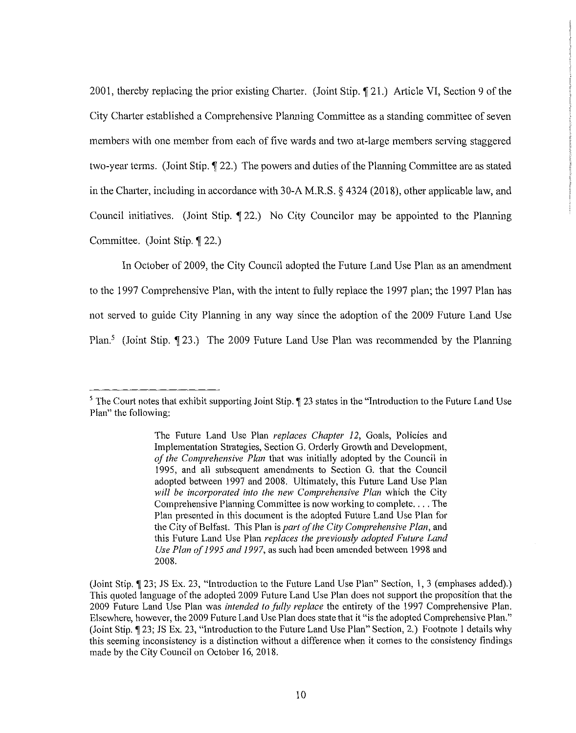2001, thereby replacing the prior existing Charter. (Joint Stip. ¶ 21.) Article VI, Section 9 of the City Charter established a Comprehensive Planning Committee as a standing committee of seven members with one member from each of five wards and two at-large members serving staggered two-year terms. (Joint Stip. ¶ 22.) The powers and duties of the Planning Committee are as stated in the Charter, including in accordance with 30-A M.R.S. § 4324 (2018), other applicable law, and Council initiatives. (Joint Stip. ¶ 22.) No City Councilor may be appointed to the Planning Committee. (Joint Stip. ¶ 22.)

In October of 2009, the City Council adopted the Future Land Use Plan as an amendment to the 1997 Comprehensive Plan, with the intent to fully replace the 1997 plan; the 1997 Plan has not served to guide City Planning in any way since the adoption of the 2009 Future Land Use Plan.[5] (Joint Stip. ¶ 23.) The 2009 Future Land Use Plan was recommended by the Planning

---

[5] The Court notes that exhibit supporting Joint Stip. ¶ 23 states in the "Introduction to the Future Land Use Plan" the following:

> The Future Land Use Plan *replaces Chapter 12*, Goals, Policies and Implementation Strategies, Section G. Orderly Growth and Development, *of the Comprehensive Plan* that was initially adopted by the Council in 1995, and all subsequent amendments to Section G. that the Council adopted between 1997 and 2008. Ultimately, this Future Land Use Plan *will be incorporated into the new Comprehensive Plan* which the City Comprehensive Planning Committee is now working to complete. . . . The Plan presented in this document is the adopted Future Land Use Plan for the City of Belfast. This Plan is *part of the City Comprehensive Plan*, and this Future Land Use Plan *replaces the previously adopted Future Land Use Plan of 1995 and 1997*, as such had been amended between 1998 and 2008.

(Joint Stip. ¶ 23; JS Ex. 23, "Introduction to the Future Land Use Plan" Section, 1, 3 (emphases added).) This quoted language of the adopted 2009 Future Land Use Plan does not support the proposition that the 2009 Future Land Use Plan was *intended to fully replace* the entirety of the 1997 Comprehensive Plan. Elsewhere, however, the 2009 Future Land Use Plan does state that it "is the adopted Comprehensive Plan." (Joint Stip. ¶ 23; JS Ex. 23, "Introduction to the Future Land Use Plan" Section, 2.) Footnote 1 details why this seeming inconsistency is a distinction without a difference when it comes to the consistency findings made by the City Council on October 16, 2018.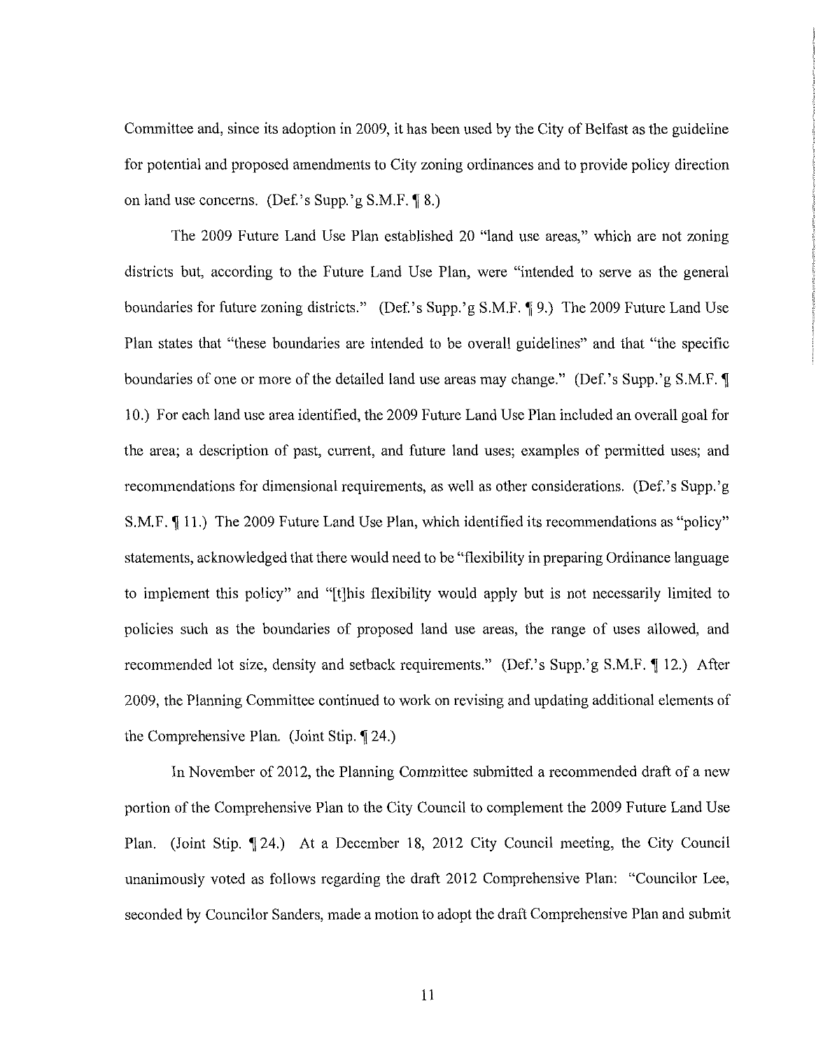Committee and, since its adoption in 2009, it has been used by the City of Belfast as the guideline for potential and proposed amendments to City zoning ordinances and to provide policy direction on land use concerns. (Def.'s Supp.'g S.M.F. ¶ 8.)

The 2009 Future Land Use Plan established 20 "land use areas," which are not zoning districts but, according to the Future Land Use Plan, were "intended to serve as the general boundaries for future zoning districts." (Def.'s Supp.'g S.M.F. ¶ 9.) The 2009 Future Land Use Plan states that "these boundaries are intended to be overall guidelines" and that "the specific boundaries of one or more of the detailed land use areas may change." (Def.'s Supp.'g S.M.F. ¶ 10.) For each land use area identified, the 2009 Future Land Use Plan included an overall goal for the area; a description of past, current, and future land uses; examples of permitted uses; and recommendations for dimensional requirements, as well as other considerations. (Def.'s Supp.'g S.M.F. ¶ 11.) The 2009 Future Land Use Plan, which identified its recommendations as "policy" statements, acknowledged that there would need to be "flexibility in preparing Ordinance language to implement this policy" and "[t]his flexibility would apply but is not necessarily limited to policies such as the boundaries of proposed land use areas, the range of uses allowed, and recommended lot size, density and setback requirements." (Def.'s Supp.'g S.M.F. ¶ 12.) After 2009, the Planning Committee continued to work on revising and updating additional elements of the Comprehensive Plan. (Joint Stip. ¶ 24.)

In November of 2012, the Planning Committee submitted a recommended draft of a new portion of the Comprehensive Plan to the City Council to complement the 2009 Future Land Use Plan. (Joint Stip. ¶ 24.) At a December 18, 2012 City Council meeting, the City Council unanimously voted as follows regarding the draft 2012 Comprehensive Plan: "Councilor Lee, seconded by Councilor Sanders, made a motion to adopt the draft Comprehensive Plan and submit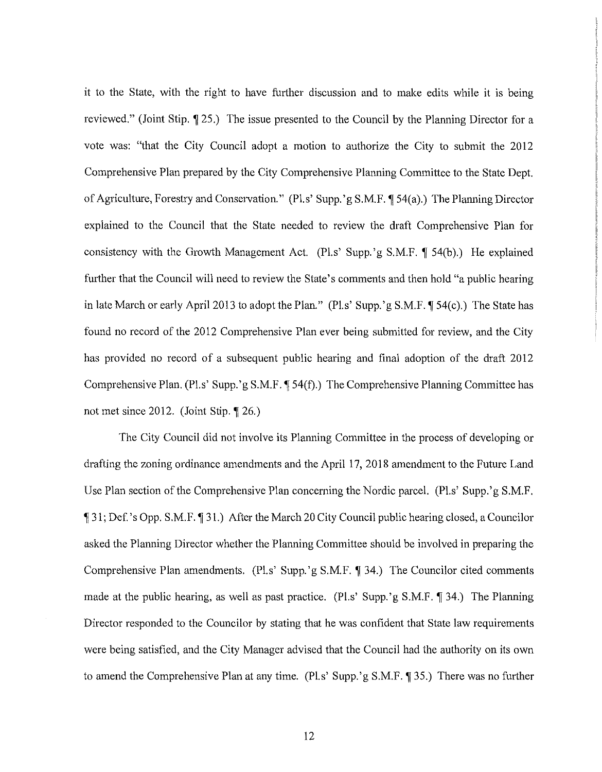it to the State, with the right to have further discussion and to make edits while it is being reviewed." (Joint Stip. ¶ 25.) The issue presented to the Council by the Planning Director for a vote was: "that the City Council adopt a motion to authorize the City to submit the 2012 Comprehensive Plan prepared by the City Comprehensive Planning Committee to the State Dept. of Agriculture, Forestry and Conservation." (Pl.s' Supp.'g S.M.F. ¶ 54(a).) The Planning Director explained to the Council that the State needed to review the draft Comprehensive Plan for consistency with the Growth Management Act. (Pl.s' Supp.'g S.M.F. ¶ 54(b).) He explained further that the Council will need to review the State's comments and then hold "a public hearing in late March or early April 2013 to adopt the Plan." (Pl.s' Supp.'g S.M.F. ¶ 54(c).) The State has found no record of the 2012 Comprehensive Plan ever being submitted for review, and the City has provided no record of a subsequent public hearing and final adoption of the draft 2012 Comprehensive Plan. (Pl.s' Supp.'g S.M.F. ¶ 54(f).) The Comprehensive Planning Committee has not met since 2012. (Joint Stip. ¶ 26.)

The City Council did not involve its Planning Committee in the process of developing or drafting the zoning ordinance amendments and the April 17, 2018 amendment to the Future Land Use Plan section of the Comprehensive Plan concerning the Nordic parcel. (Pl.s' Supp.'g S.M.F. ¶ 31; Def.'s Opp. S.M.F. ¶ 31.) After the March 20 City Council public hearing closed, a Councilor asked the Planning Director whether the Planning Committee should be involved in preparing the Comprehensive Plan amendments. (Pl.s' Supp.'g S.M.F. ¶ 34.) The Councilor cited comments made at the public hearing, as well as past practice. (Pl.s' Supp.'g S.M.F. ¶ 34.) The Planning Director responded to the Councilor by stating that he was confident that State law requirements were being satisfied, and the City Manager advised that the Council had the authority on its own to amend the Comprehensive Plan at any time. (Pl.s' Supp.'g S.M.F. ¶ 35.) There was no further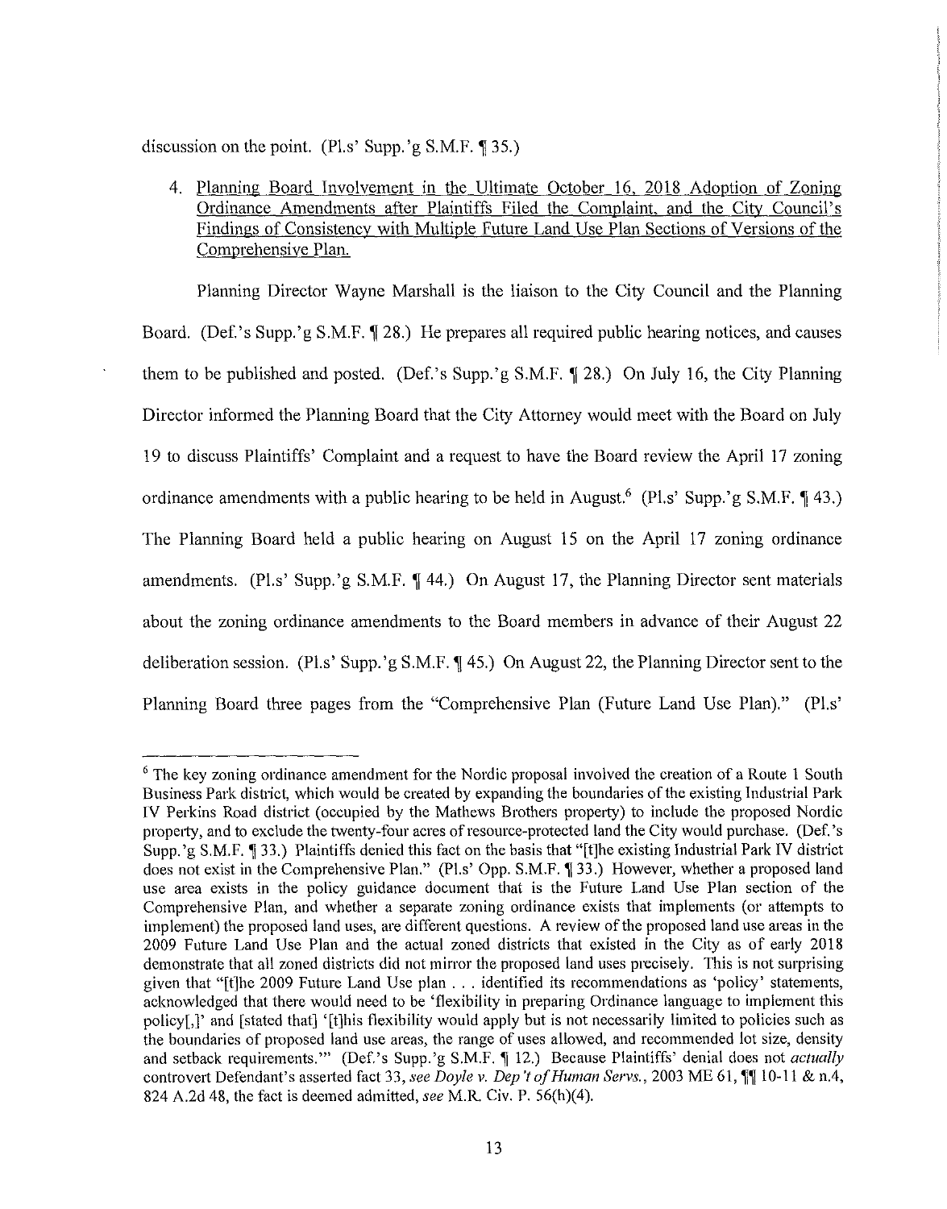discussion on the point. (Pl.s' Supp.'g S.M.F. ¶ 35.)

4. <u>Planning Board Involvement in the Ultimate October 16, 2018 Adoption of Zoning Ordinance Amendments after Plaintiffs Filed the Complaint, and the City Council's Findings of Consistency with Multiple Future Land Use Plan Sections of Versions of the Comprehensive Plan.</u>

Planning Director Wayne Marshall is the liaison to the City Council and the Planning Board. (Def.'s Supp.'g S.M.F. ¶ 28.) He prepares all required public hearing notices, and causes them to be published and posted. (Def.'s Supp.'g S.M.F. ¶ 28.) On July 16, the City Planning Director informed the Planning Board that the City Attorney would meet with the Board on July 19 to discuss Plaintiffs' Complaint and a request to have the Board review the April 17 zoning ordinance amendments with a public hearing to be held in August.[6] (Pl.s' Supp.'g S.M.F. ¶ 43.) The Planning Board held a public hearing on August 15 on the April 17 zoning ordinance amendments. (Pl.s' Supp.'g S.M.F. ¶ 44.) On August 17, the Planning Director sent materials about the zoning ordinance amendments to the Board members in advance of their August 22 deliberation session. (Pl.s' Supp.'g S.M.F. ¶ 45.) On August 22, the Planning Director sent to the Planning Board three pages from the "Comprehensive Plan (Future Land Use Plan)." (Pl.s'

---

[6] The key zoning ordinance amendment for the Nordic proposal involved the creation of a Route 1 South Business Park district, which would be created by expanding the boundaries of the existing Industrial Park IV Perkins Road district (occupied by the Mathews Brothers property) to include the proposed Nordic property, and to exclude the twenty-four acres of resource-protected land the City would purchase. (Def.'s Supp.'g S.M.F. ¶ 33.) Plaintiffs denied this fact on the basis that "[t]he existing Industrial Park IV district does not exist in the Comprehensive Plan." (Pl.s' Opp. S.M.F. ¶ 33.) However, whether a proposed land use area exists in the policy guidance document that is the Future Land Use Plan section of the Comprehensive Plan, and whether a separate zoning ordinance exists that implements (or attempts to implement) the proposed land uses, are different questions. A review of the proposed land use areas in the 2009 Future Land Use Plan and the actual zoned districts that existed in the City as of early 2018 demonstrate that all zoned districts did not mirror the proposed land uses precisely. This is not surprising given that "[t]he 2009 Future Land Use plan . . . identified its recommendations as 'policy' statements, acknowledged that there would need to be 'flexibility in preparing Ordinance language to implement this policy[,]' and [stated that] '[t]his flexibility would apply but is not necessarily limited to policies such as the boundaries of proposed land use areas, the range of uses allowed, and recommended lot size, density and setback requirements.'" (Def.'s Supp.'g S.M.F. ¶ 12.) Because Plaintiffs' denial does not *actually* controvert Defendant's asserted fact 33, *see Doyle v. Dep't of Human Servs.*, 2003 ME 61, ¶¶ 10-11 & n.4, 824 A.2d 48, the fact is deemed admitted, *see* M.R. Civ. P. 56(h)(4).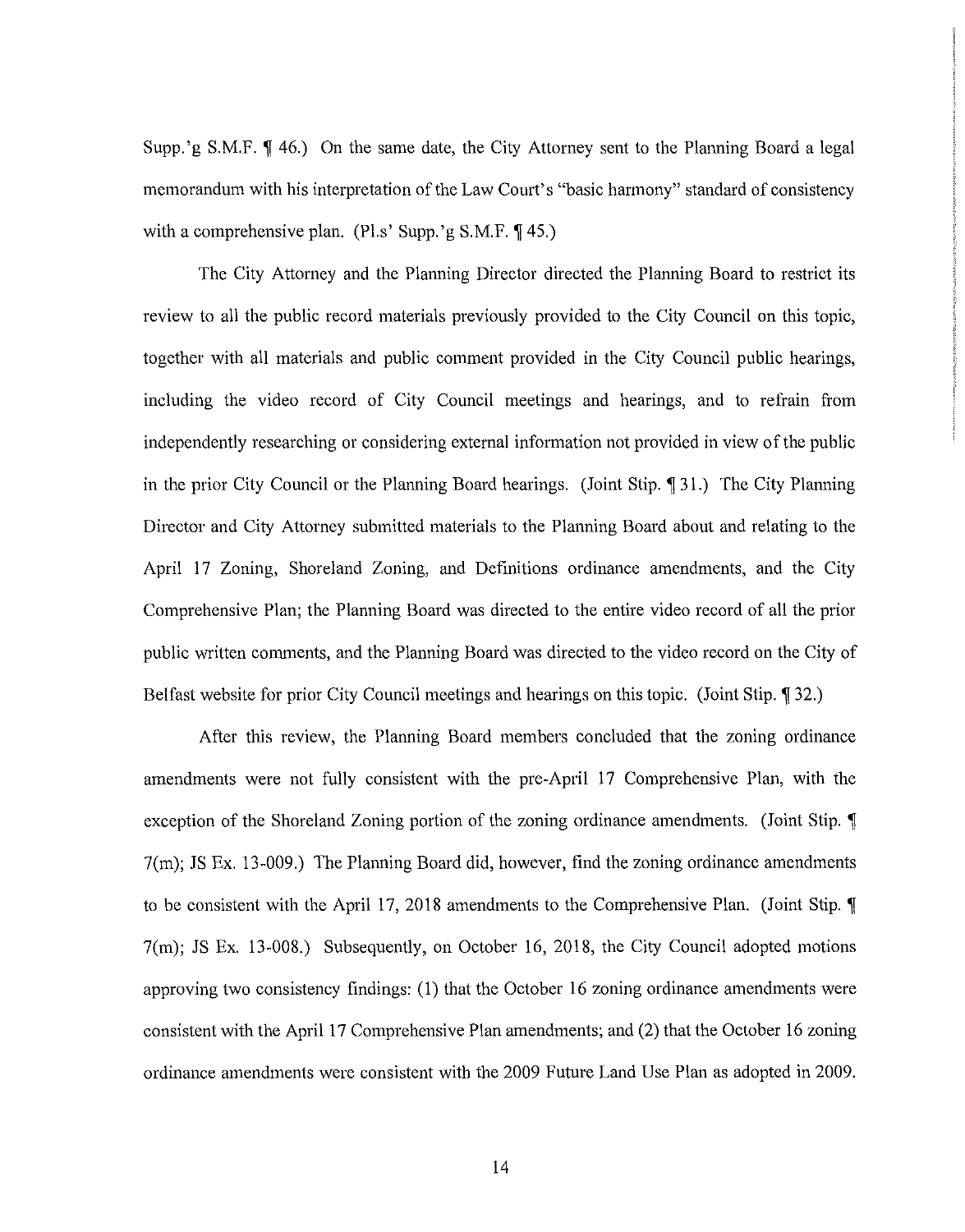Supp.'g S.M.F. ¶ 46.) On the same date, the City Attorney sent to the Planning Board a legal memorandum with his interpretation of the Law Court's "basic harmony" standard of consistency with a comprehensive plan. (Pl.s' Supp.'g S.M.F. ¶ 45.)

The City Attorney and the Planning Director directed the Planning Board to restrict its review to all the public record materials previously provided to the City Council on this topic, together with all materials and public comment provided in the City Council public hearings, including the video record of City Council meetings and hearings, and to refrain from independently researching or considering external information not provided in view of the public in the prior City Council or the Planning Board hearings. (Joint Stip. ¶ 31.) The City Planning Director and City Attorney submitted materials to the Planning Board about and relating to the April 17 Zoning, Shoreland Zoning, and Definitions ordinance amendments, and the City Comprehensive Plan; the Planning Board was directed to the entire video record of all the prior public written comments, and the Planning Board was directed to the video record on the City of Belfast website for prior City Council meetings and hearings on this topic. (Joint Stip. ¶ 32.)

After this review, the Planning Board members concluded that the zoning ordinance amendments were not fully consistent with the pre-April 17 Comprehensive Plan, with the exception of the Shoreland Zoning portion of the zoning ordinance amendments. (Joint Stip. ¶ 7(m); JS Ex. 13-009.) The Planning Board did, however, find the zoning ordinance amendments to be consistent with the April 17, 2018 amendments to the Comprehensive Plan. (Joint Stip. ¶ 7(m); JS Ex. 13-008.) Subsequently, on October 16, 2018, the City Council adopted motions approving two consistency findings: (1) that the October 16 zoning ordinance amendments were consistent with the April 17 Comprehensive Plan amendments; and (2) that the October 16 zoning ordinance amendments were consistent with the 2009 Future Land Use Plan as adopted in 2009.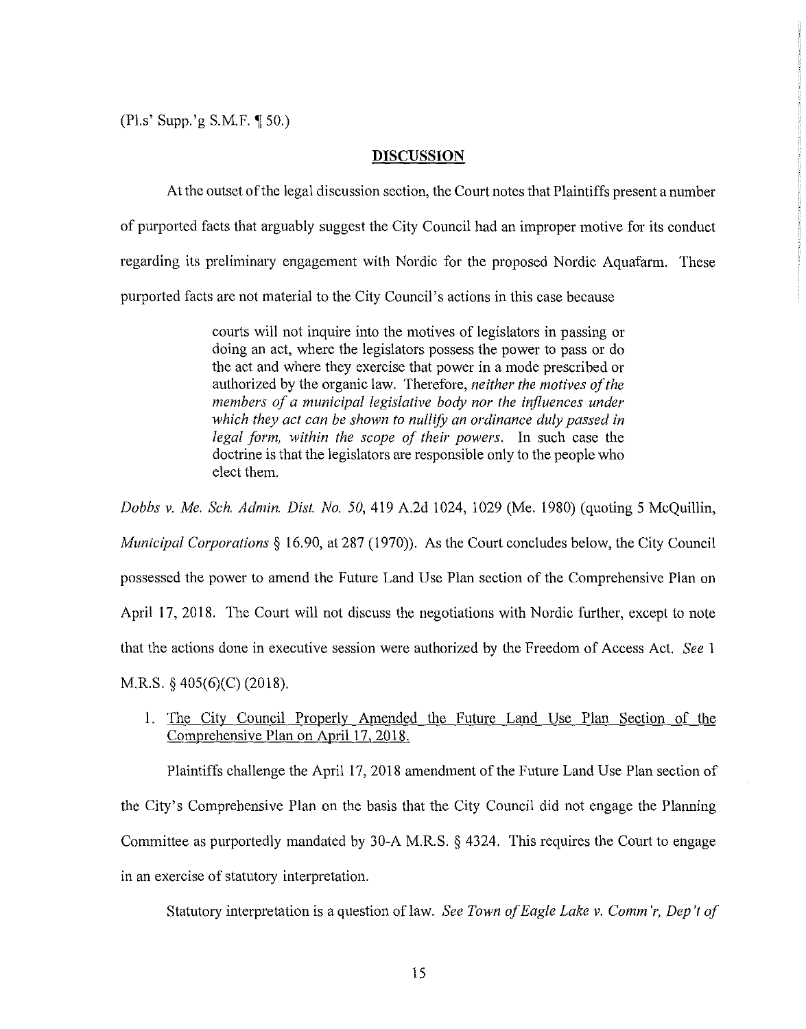(Pl.s' Supp.'g S.M.F. ¶ 50.)

## DISCUSSION

At the outset of the legal discussion section, the Court notes that Plaintiffs present a number of purported facts that arguably suggest the City Council had an improper motive for its conduct regarding its preliminary engagement with Nordic for the proposed Nordic Aquafarm. These purported facts are not material to the City Council's actions in this case because

> courts will not inquire into the motives of legislators in passing or doing an act, where the legislators possess the power to pass or do the act and where they exercise that power in a mode prescribed or authorized by the organic law. Therefore, *neither the motives of the members of a municipal legislative body nor the influences under which they act can be shown to nullify an ordinance duly passed in legal form, within the scope of their powers.* In such case the doctrine is that the legislators are responsible only to the people who elect them.

*Dobbs v. Me. Sch. Admin. Dist. No. 50*, 419 A.2d 1024, 1029 (Me. 1980) (quoting 5 McQuillin, *Municipal Corporations* § 16.90, at 287 (1970)). As the Court concludes below, the City Council possessed the power to amend the Future Land Use Plan section of the Comprehensive Plan on April 17, 2018. The Court will not discuss the negotiations with Nordic further, except to note that the actions done in executive session were authorized by the Freedom of Access Act. *See* 1 M.R.S. § 405(6)(C) (2018).

1. <u>The City Council Properly Amended the Future Land Use Plan Section of the Comprehensive Plan on April 17, 2018.</u>

Plaintiffs challenge the April 17, 2018 amendment of the Future Land Use Plan section of the City's Comprehensive Plan on the basis that the City Council did not engage the Planning Committee as purportedly mandated by 30-A M.R.S. § 4324. This requires the Court to engage in an exercise of statutory interpretation.

Statutory interpretation is a question of law. *See Town of Eagle Lake v. Comm'r, Dep't of*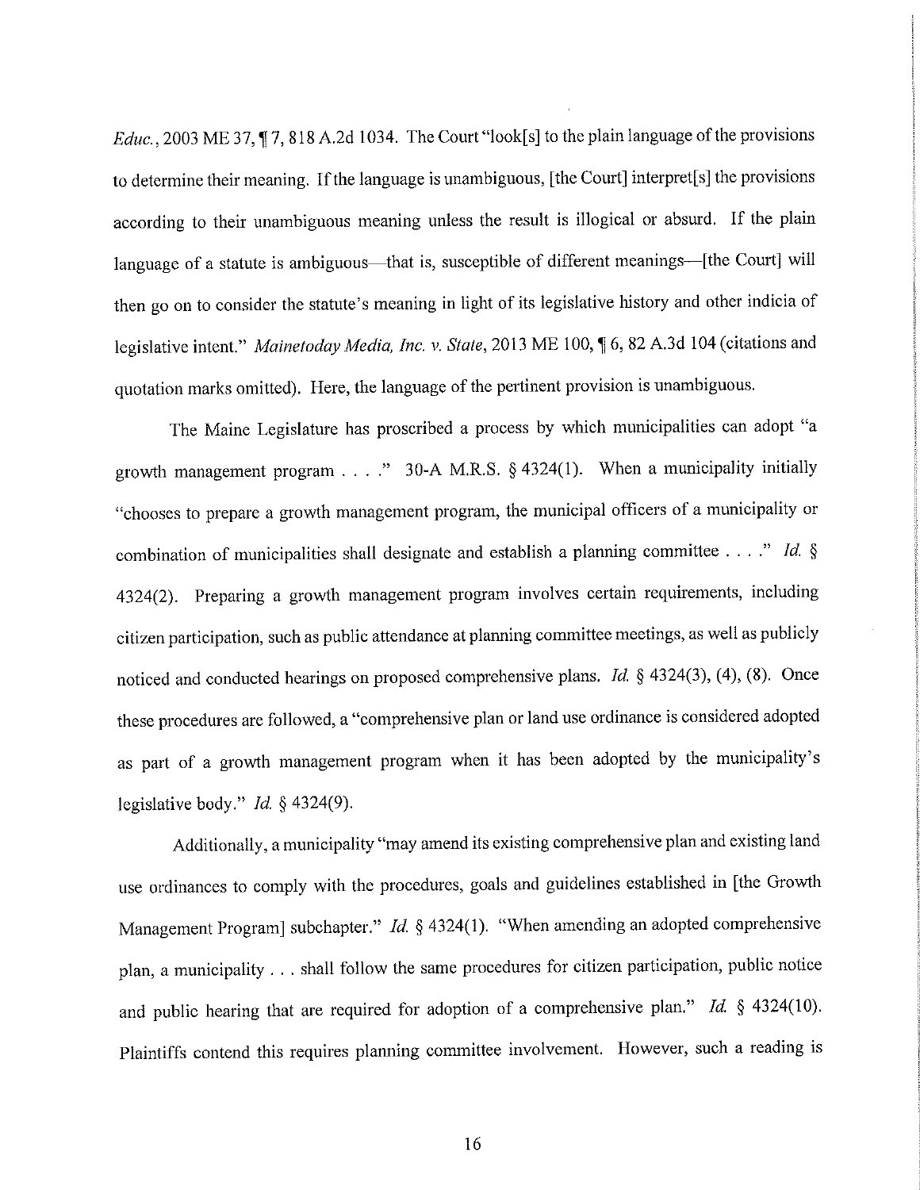*Educ.*, 2003 ME 37, ¶ 7, 818 A.2d 1034. The Court "look[s] to the plain language of the provisions to determine their meaning. If the language is unambiguous, [the Court] interpret[s] the provisions according to their unambiguous meaning unless the result is illogical or absurd. If the plain language of a statute is ambiguous—that is, susceptible of different meanings—[the Court] will then go on to consider the statute's meaning in light of its legislative history and other indicia of legislative intent." *Mainetoday Media, Inc. v. State*, 2013 ME 100, ¶ 6, 82 A.3d 104 (citations and quotation marks omitted). Here, the language of the pertinent provision is unambiguous.

The Maine Legislature has proscribed a process by which municipalities can adopt "a growth management program . . . ." 30-A M.R.S. § 4324(1). When a municipality initially "chooses to prepare a growth management program, the municipal officers of a municipality or combination of municipalities shall designate and establish a planning committee . . . ." *Id.* § 4324(2). Preparing a growth management program involves certain requirements, including citizen participation, such as public attendance at planning committee meetings, as well as publicly noticed and conducted hearings on proposed comprehensive plans. *Id.* § 4324(3), (4), (8). Once these procedures are followed, a "comprehensive plan or land use ordinance is considered adopted as part of a growth management program when it has been adopted by the municipality's legislative body." *Id.* § 4324(9).

Additionally, a municipality "may amend its existing comprehensive plan and existing land use ordinances to comply with the procedures, goals and guidelines established in [the Growth Management Program] subchapter." *Id.* § 4324(1). "When amending an adopted comprehensive plan, a municipality . . . shall follow the same procedures for citizen participation, public notice and public hearing that are required for adoption of a comprehensive plan." *Id.* § 4324(10). Plaintiffs contend this requires planning committee involvement. However, such a reading is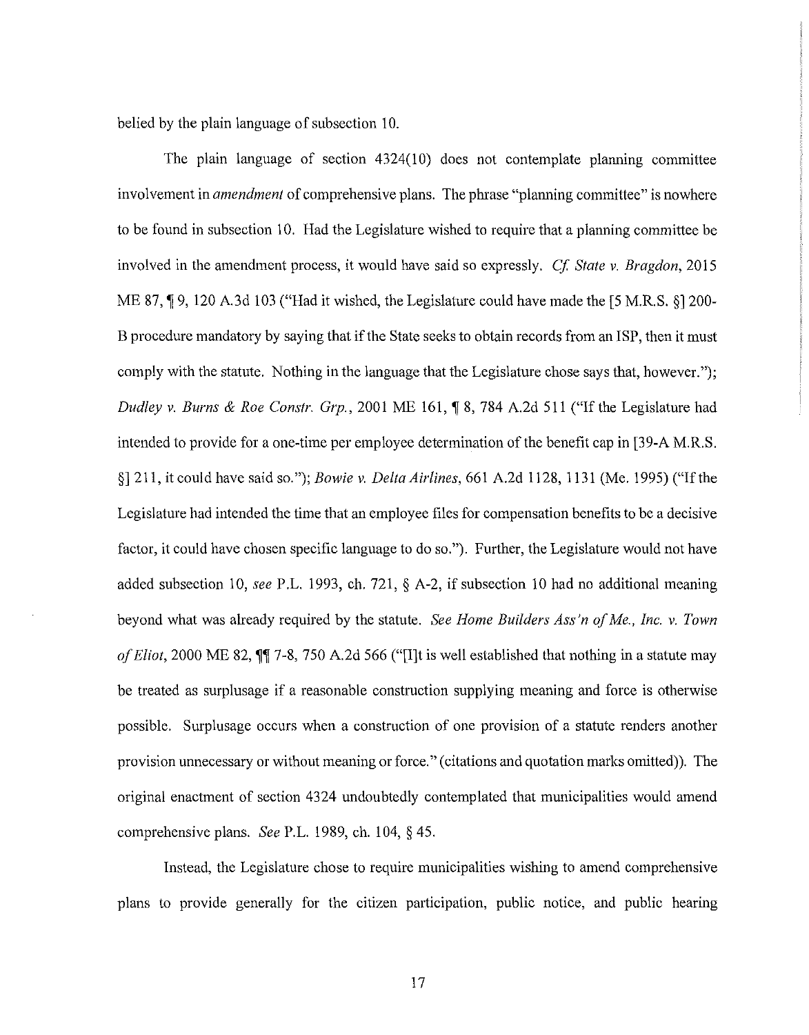belied by the plain language of subsection 10.

The plain language of section 4324(10) does not contemplate planning committee involvement in *amendment* of comprehensive plans. The phrase "planning committee" is nowhere to be found in subsection 10. Had the Legislature wished to require that a planning committee be involved in the amendment process, it would have said so expressly. *Cf. State v. Bragdon*, 2015 ME 87, ¶ 9, 120 A.3d 103 ("Had it wished, the Legislature could have made the [5 M.R.S. §] 200-B procedure mandatory by saying that if the State seeks to obtain records from an ISP, then it must comply with the statute. Nothing in the language that the Legislature chose says that, however."); *Dudley v. Burns & Roe Constr. Grp.*, 2001 ME 161, ¶ 8, 784 A.2d 511 ("If the Legislature had intended to provide for a one-time per employee determination of the benefit cap in [39-A M.R.S. §] 211, it could have said so."); *Bowie v. Delta Airlines*, 661 A.2d 1128, 1131 (Me. 1995) ("If the Legislature had intended the time that an employee files for compensation benefits to be a decisive factor, it could have chosen specific language to do so."). Further, the Legislature would not have added subsection 10, *see* P.L. 1993, ch. 721, § A-2, if subsection 10 had no additional meaning beyond what was already required by the statute. *See Home Builders Ass'n of Me., Inc. v. Town of Eliot*, 2000 ME 82, ¶¶ 7-8, 750 A.2d 566 ("[I]t is well established that nothing in a statute may be treated as surplusage if a reasonable construction supplying meaning and force is otherwise possible. Surplusage occurs when a construction of one provision of a statute renders another provision unnecessary or without meaning or force." (citations and quotation marks omitted)). The original enactment of section 4324 undoubtedly contemplated that municipalities would amend comprehensive plans. *See* P.L. 1989, ch. 104, § 45.

Instead, the Legislature chose to require municipalities wishing to amend comprehensive plans to provide generally for the citizen participation, public notice, and public hearing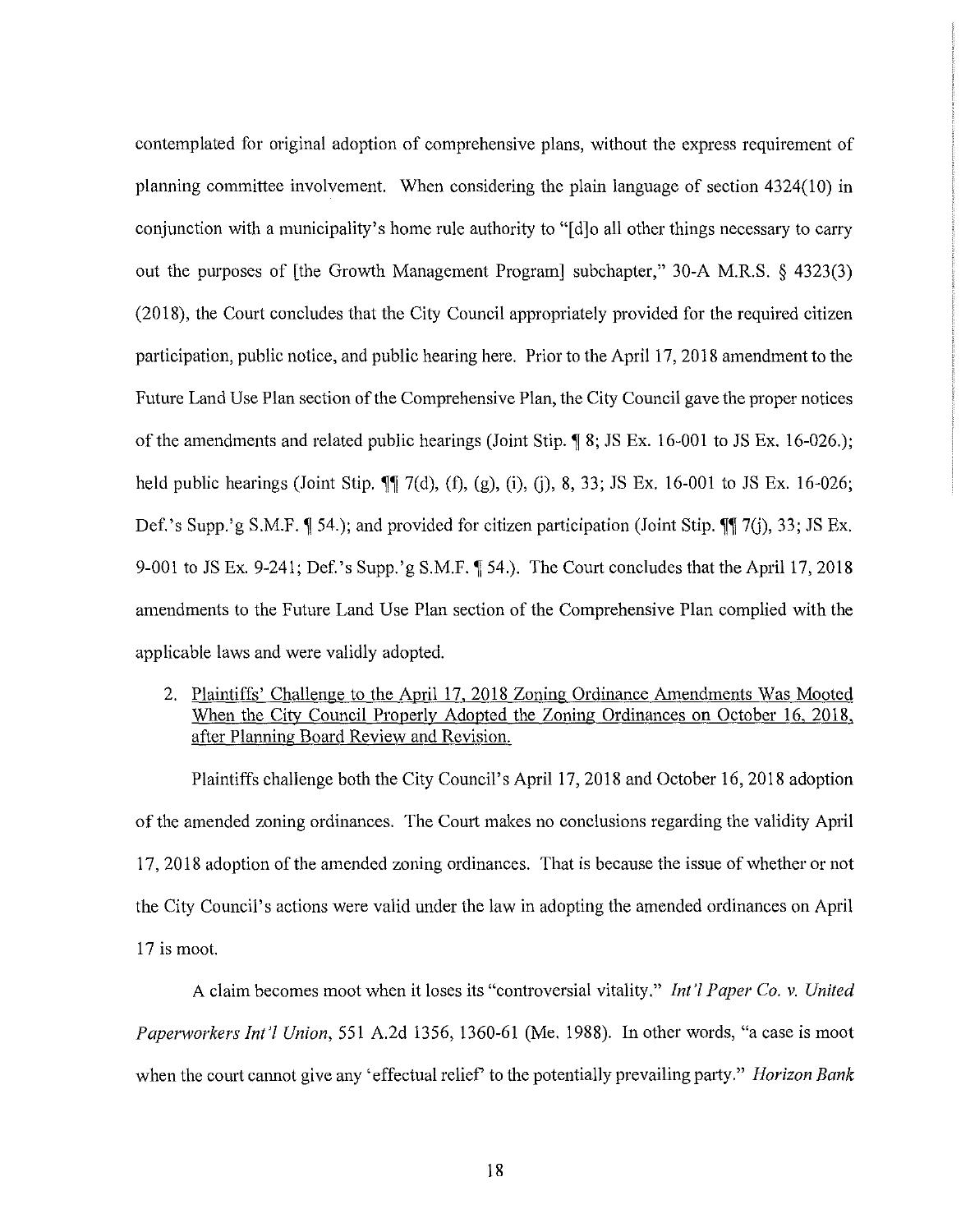contemplated for original adoption of comprehensive plans, without the express requirement of planning committee involvement. When considering the plain language of section 4324(10) in conjunction with a municipality's home rule authority to "[d]o all other things necessary to carry out the purposes of [the Growth Management Program] subchapter," 30-A M.R.S. § 4323(3) (2018), the Court concludes that the City Council appropriately provided for the required citizen participation, public notice, and public hearing here. Prior to the April 17, 2018 amendment to the Future Land Use Plan section of the Comprehensive Plan, the City Council gave the proper notices of the amendments and related public hearings (Joint Stip. ¶ 8; JS Ex. 16-001 to JS Ex. 16-026.); held public hearings (Joint Stip. ¶¶ 7(d), (f), (g), (i), (j), 8, 33; JS Ex. 16-001 to JS Ex. 16-026; Def.'s Supp.'g S.M.F. ¶ 54.); and provided for citizen participation (Joint Stip. ¶¶ 7(j), 33; JS Ex. 9-001 to JS Ex. 9-241; Def.'s Supp.'g S.M.F. ¶ 54.). The Court concludes that the April 17, 2018 amendments to the Future Land Use Plan section of the Comprehensive Plan complied with the applicable laws and were validly adopted.

2. Plaintiffs' Challenge to the April 17, 2018 Zoning Ordinance Amendments Was Mooted When the City Council Properly Adopted the Zoning Ordinances on October 16, 2018, after Planning Board Review and Revision.

Plaintiffs challenge both the City Council's April 17, 2018 and October 16, 2018 adoption of the amended zoning ordinances. The Court makes no conclusions regarding the validity April 17, 2018 adoption of the amended zoning ordinances. That is because the issue of whether or not the City Council's actions were valid under the law in adopting the amended ordinances on April 17 is moot.

A claim becomes moot when it loses its "controversial vitality." *Int'l Paper Co. v. United Paperworkers Int'l Union*, 551 A.2d 1356, 1360-61 (Me. 1988). In other words, "a case is moot when the court cannot give any 'effectual relief' to the potentially prevailing party." *Horizon Bank*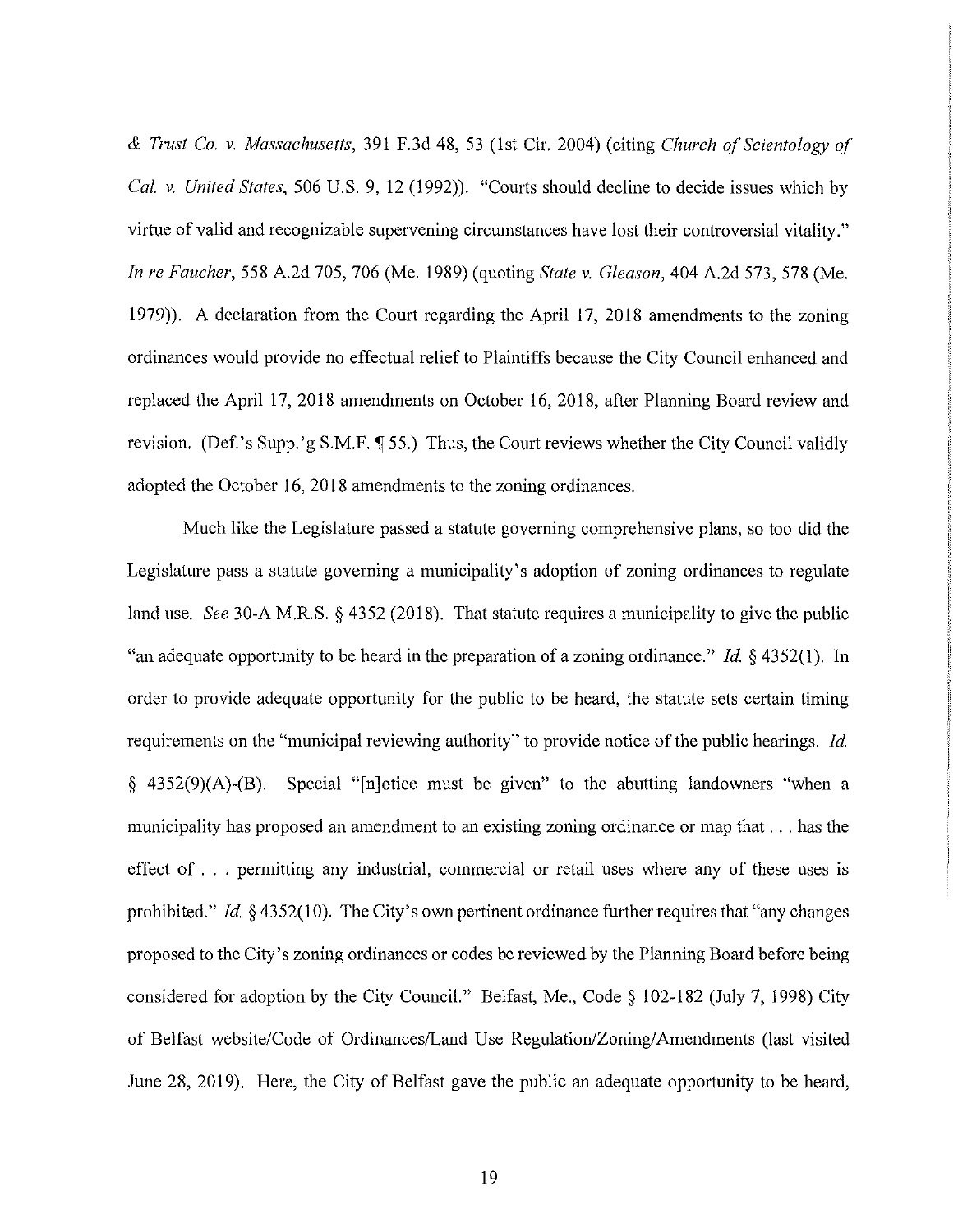*& Trust Co. v. Massachusetts*, 391 F.3d 48, 53 (1st Cir. 2004) (citing *Church of Scientology of Cal. v. United States*, 506 U.S. 9, 12 (1992)). "Courts should decline to decide issues which by virtue of valid and recognizable supervening circumstances have lost their controversial vitality." *In re Faucher*, 558 A.2d 705, 706 (Me. 1989) (quoting *State v. Gleason*, 404 A.2d 573, 578 (Me. 1979)). A declaration from the Court regarding the April 17, 2018 amendments to the zoning ordinances would provide no effectual relief to Plaintiffs because the City Council enhanced and replaced the April 17, 2018 amendments on October 16, 2018, after Planning Board review and revision. (Def.'s Supp.'g S.M.F. ¶ 55.) Thus, the Court reviews whether the City Council validly adopted the October 16, 2018 amendments to the zoning ordinances.

Much like the Legislature passed a statute governing comprehensive plans, so too did the Legislature pass a statute governing a municipality's adoption of zoning ordinances to regulate land use. *See* 30-A M.R.S. § 4352 (2018). That statute requires a municipality to give the public "an adequate opportunity to be heard in the preparation of a zoning ordinance." *Id.* § 4352(1). In order to provide adequate opportunity for the public to be heard, the statute sets certain timing requirements on the "municipal reviewing authority" to provide notice of the public hearings. *Id.* § 4352(9)(A)-(B). Special "[n]otice must be given" to the abutting landowners "when a municipality has proposed an amendment to an existing zoning ordinance or map that . . . has the effect of . . . permitting any industrial, commercial or retail uses where any of these uses is prohibited." *Id.* § 4352(10). The City's own pertinent ordinance further requires that "any changes proposed to the City's zoning ordinances or codes be reviewed by the Planning Board before being considered for adoption by the City Council." Belfast, Me., Code § 102-182 (July 7, 1998) City of Belfast website/Code of Ordinances/Land Use Regulation/Zoning/Amendments (last visited June 28, 2019). Here, the City of Belfast gave the public an adequate opportunity to be heard,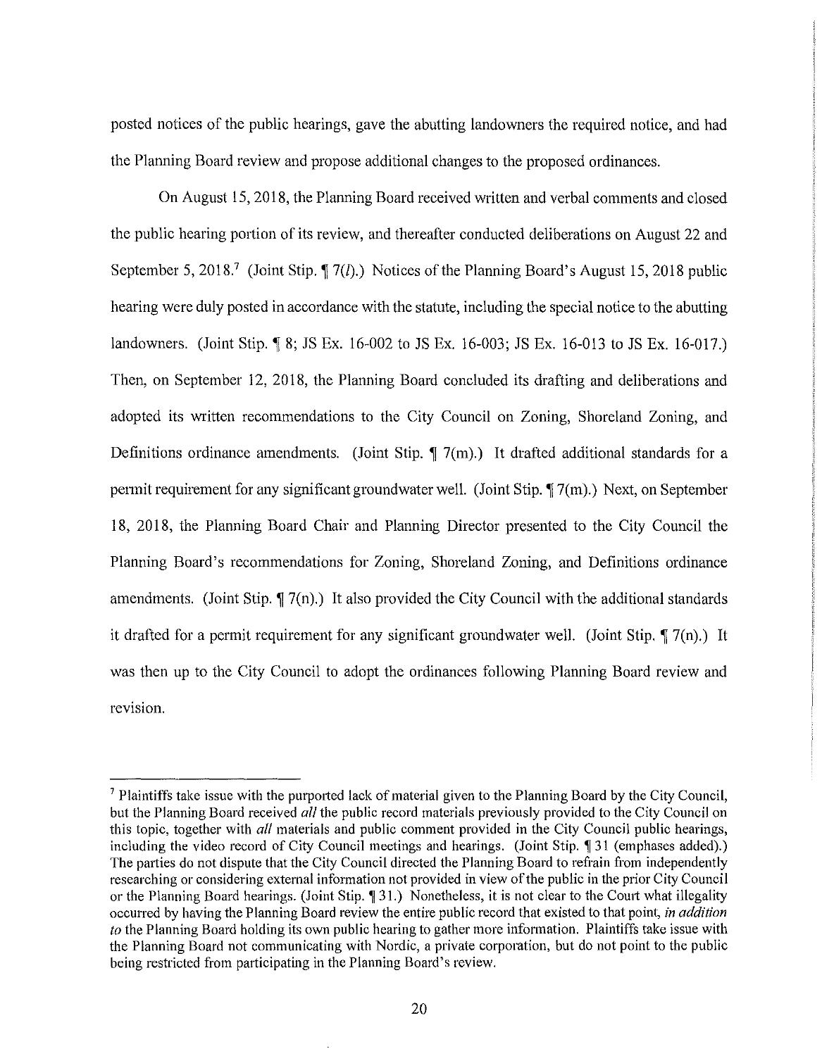posted notices of the public hearings, gave the abutting landowners the required notice, and had the Planning Board review and propose additional changes to the proposed ordinances.

On August 15, 2018, the Planning Board received written and verbal comments and closed the public hearing portion of its review, and thereafter conducted deliberations on August 22 and September 5, 2018.[7] (Joint Stip. ¶ 7(*l*).) Notices of the Planning Board's August 15, 2018 public hearing were duly posted in accordance with the statute, including the special notice to the abutting landowners. (Joint Stip. ¶ 8; JS Ex. 16-002 to JS Ex. 16-003; JS Ex. 16-013 to JS Ex. 16-017.) Then, on September 12, 2018, the Planning Board concluded its drafting and deliberations and adopted its written recommendations to the City Council on Zoning, Shoreland Zoning, and Definitions ordinance amendments. (Joint Stip. ¶ 7(m).) It drafted additional standards for a permit requirement for any significant groundwater well. (Joint Stip. ¶ 7(m).) Next, on September 18, 2018, the Planning Board Chair and Planning Director presented to the City Council the Planning Board's recommendations for Zoning, Shoreland Zoning, and Definitions ordinance amendments. (Joint Stip. ¶ 7(n).) It also provided the City Council with the additional standards it drafted for a permit requirement for any significant groundwater well. (Joint Stip. ¶ 7(n).) It was then up to the City Council to adopt the ordinances following Planning Board review and revision.

---

[7] Plaintiffs take issue with the purported lack of material given to the Planning Board by the City Council, but the Planning Board received *all* the public record materials previously provided to the City Council on this topic, together with *all* materials and public comment provided in the City Council public hearings, including the video record of City Council meetings and hearings. (Joint Stip. ¶ 31 (emphases added).) The parties do not dispute that the City Council directed the Planning Board to refrain from independently researching or considering external information not provided in view of the public in the prior City Council or the Planning Board hearings. (Joint Stip. ¶ 31.) Nonetheless, it is not clear to the Court what illegality occurred by having the Planning Board review the entire public record that existed to that point, *in addition to* the Planning Board holding its own public hearing to gather more information. Plaintiffs take issue with the Planning Board not communicating with Nordic, a private corporation, but do not point to the public being restricted from participating in the Planning Board's review.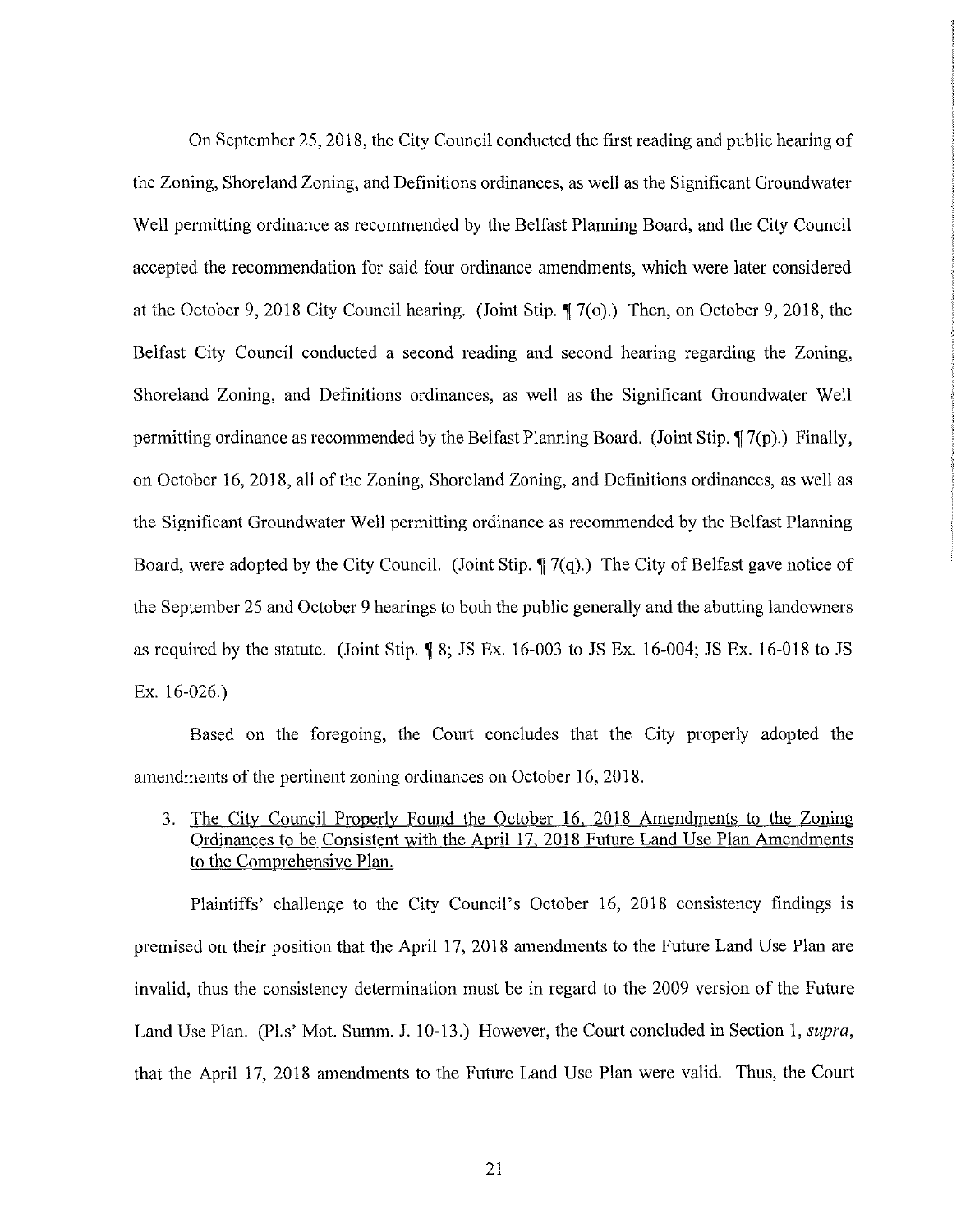On September 25, 2018, the City Council conducted the first reading and public hearing of the Zoning, Shoreland Zoning, and Definitions ordinances, as well as the Significant Groundwater Well permitting ordinance as recommended by the Belfast Planning Board, and the City Council accepted the recommendation for said four ordinance amendments, which were later considered at the October 9, 2018 City Council hearing. (Joint Stip. ¶ 7(o).) Then, on October 9, 2018, the Belfast City Council conducted a second reading and second hearing regarding the Zoning, Shoreland Zoning, and Definitions ordinances, as well as the Significant Groundwater Well permitting ordinance as recommended by the Belfast Planning Board. (Joint Stip. ¶ 7(p).) Finally, on October 16, 2018, all of the Zoning, Shoreland Zoning, and Definitions ordinances, as well as the Significant Groundwater Well permitting ordinance as recommended by the Belfast Planning Board, were adopted by the City Council. (Joint Stip. ¶ 7(q).) The City of Belfast gave notice of the September 25 and October 9 hearings to both the public generally and the abutting landowners as required by the statute. (Joint Stip. ¶ 8; JS Ex. 16-003 to JS Ex. 16-004; JS Ex. 16-018 to JS Ex. 16-026.)

Based on the foregoing, the Court concludes that the City properly adopted the amendments of the pertinent zoning ordinances on October 16, 2018.

3. <u>The City Council Properly Found the October 16, 2018 Amendments to the Zoning Ordinances to be Consistent with the April 17, 2018 Future Land Use Plan Amendments to the Comprehensive Plan.</u>

Plaintiffs' challenge to the City Council's October 16, 2018 consistency findings is premised on their position that the April 17, 2018 amendments to the Future Land Use Plan are invalid, thus the consistency determination must be in regard to the 2009 version of the Future Land Use Plan. (Pl.s' Mot. Summ. J. 10-13.) However, the Court concluded in Section 1, *supra*, that the April 17, 2018 amendments to the Future Land Use Plan were valid. Thus, the Court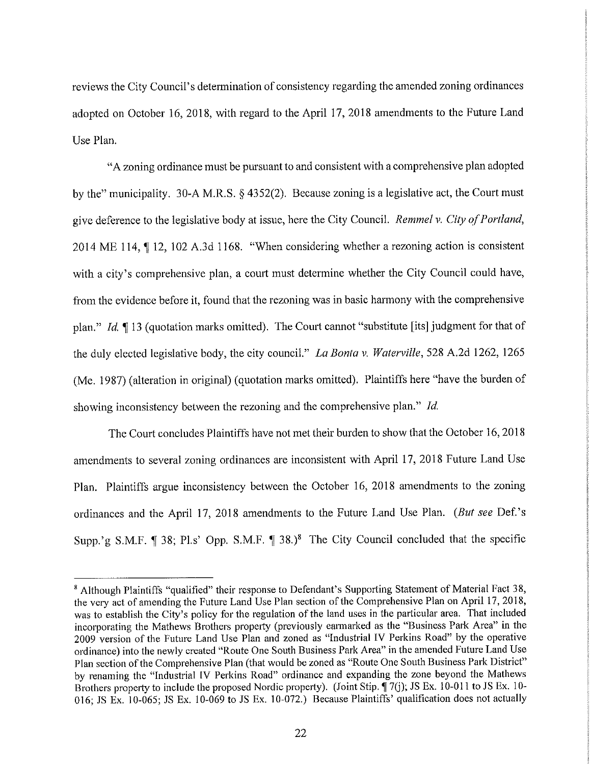reviews the City Council's determination of consistency regarding the amended zoning ordinances adopted on October 16, 2018, with regard to the April 17, 2018 amendments to the Future Land Use Plan.

"A zoning ordinance must be pursuant to and consistent with a comprehensive plan adopted by the" municipality. 30-A M.R.S. § 4352(2). Because zoning is a legislative act, the Court must give deference to the legislative body at issue, here the City Council. *Remmel v. City of Portland*, 2014 ME 114, ¶ 12, 102 A.3d 1168. "When considering whether a rezoning action is consistent with a city's comprehensive plan, a court must determine whether the City Council could have, from the evidence before it, found that the rezoning was in basic harmony with the comprehensive plan." *Id.* ¶ 13 (quotation marks omitted). The Court cannot "substitute [its] judgment for that of the duly elected legislative body, the city council." *La Bonta v. Waterville*, 528 A.2d 1262, 1265 (Me. 1987) (alteration in original) (quotation marks omitted). Plaintiffs here "have the burden of showing inconsistency between the rezoning and the comprehensive plan." *Id.*

The Court concludes Plaintiffs have not met their burden to show that the October 16, 2018 amendments to several zoning ordinances are inconsistent with April 17, 2018 Future Land Use Plan. Plaintiffs argue inconsistency between the October 16, 2018 amendments to the zoning ordinances and the April 17, 2018 amendments to the Future Land Use Plan. (*But see* Def.'s Supp.'g S.M.F. ¶ 38; Pl.s' Opp. S.M.F. ¶ 38.)[8] The City Council concluded that the specific

[8] Although Plaintiffs "qualified" their response to Defendant's Supporting Statement of Material Fact 38, the very act of amending the Future Land Use Plan section of the Comprehensive Plan on April 17, 2018, was to establish the City's policy for the regulation of the land uses in the particular area. That included incorporating the Mathews Brothers property (previously earmarked as the "Business Park Area" in the 2009 version of the Future Land Use Plan and zoned as "Industrial IV Perkins Road" by the operative ordinance) into the newly created "Route One South Business Park Area" in the amended Future Land Use Plan section of the Comprehensive Plan (that would be zoned as "Route One South Business Park District" by renaming the "Industrial IV Perkins Road" ordinance and expanding the zone beyond the Mathews Brothers property to include the proposed Nordic property). (Joint Stip. ¶ 7(j); JS Ex. 10-011 to JS Ex. 10-016; JS Ex. 10-065; JS Ex. 10-069 to JS Ex. 10-072.) Because Plaintiffs' qualification does not actually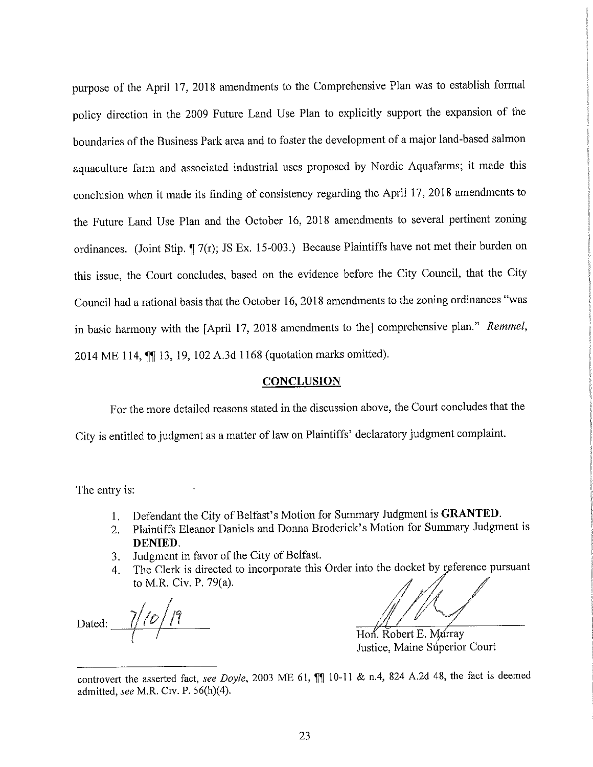purpose of the April 17, 2018 amendments to the Comprehensive Plan was to establish formal policy direction in the 2009 Future Land Use Plan to explicitly support the expansion of the boundaries of the Business Park area and to foster the development of a major land-based salmon aquaculture farm and associated industrial uses proposed by Nordic Aquafarms; it made this conclusion when it made its finding of consistency regarding the April 17, 2018 amendments to the Future Land Use Plan and the October 16, 2018 amendments to several pertinent zoning ordinances. (Joint Stip. ¶ 7(r); JS Ex. 15-003.) Because Plaintiffs have not met their burden on this issue, the Court concludes, based on the evidence before the City Council, that the City Council had a rational basis that the October 16, 2018 amendments to the zoning ordinances "was in basic harmony with the [April 17, 2018 amendments to the] comprehensive plan." *Remmel*, 2014 ME 114, ¶¶ 13, 19, 102 A.3d 1168 (quotation marks omitted).

## CONCLUSION

For the more detailed reasons stated in the discussion above, the Court concludes that the City is entitled to judgment as a matter of law on Plaintiffs' declaratory judgment complaint.

The entry is:

1. Defendant the City of Belfast's Motion for Summary Judgment is **GRANTED**.
2. Plaintiffs Eleanor Daniels and Donna Broderick's Motion for Summary Judgment is **DENIED**.
3. Judgment in favor of the City of Belfast.
4. The Clerk is directed to incorporate this Order into the docket by reference pursuant to M.R. Civ. P. 79(a).

Dated: 7/10/19

Hon. Robert E. Murray
Justice, Maine Superior Court

---

controvert the asserted fact, *see Doyle*, 2003 ME 61, ¶¶ 10-11 & n.4, 824 A.2d 48, the fact is deemed admitted, *see* M.R. Civ. P. 56(h)(4).